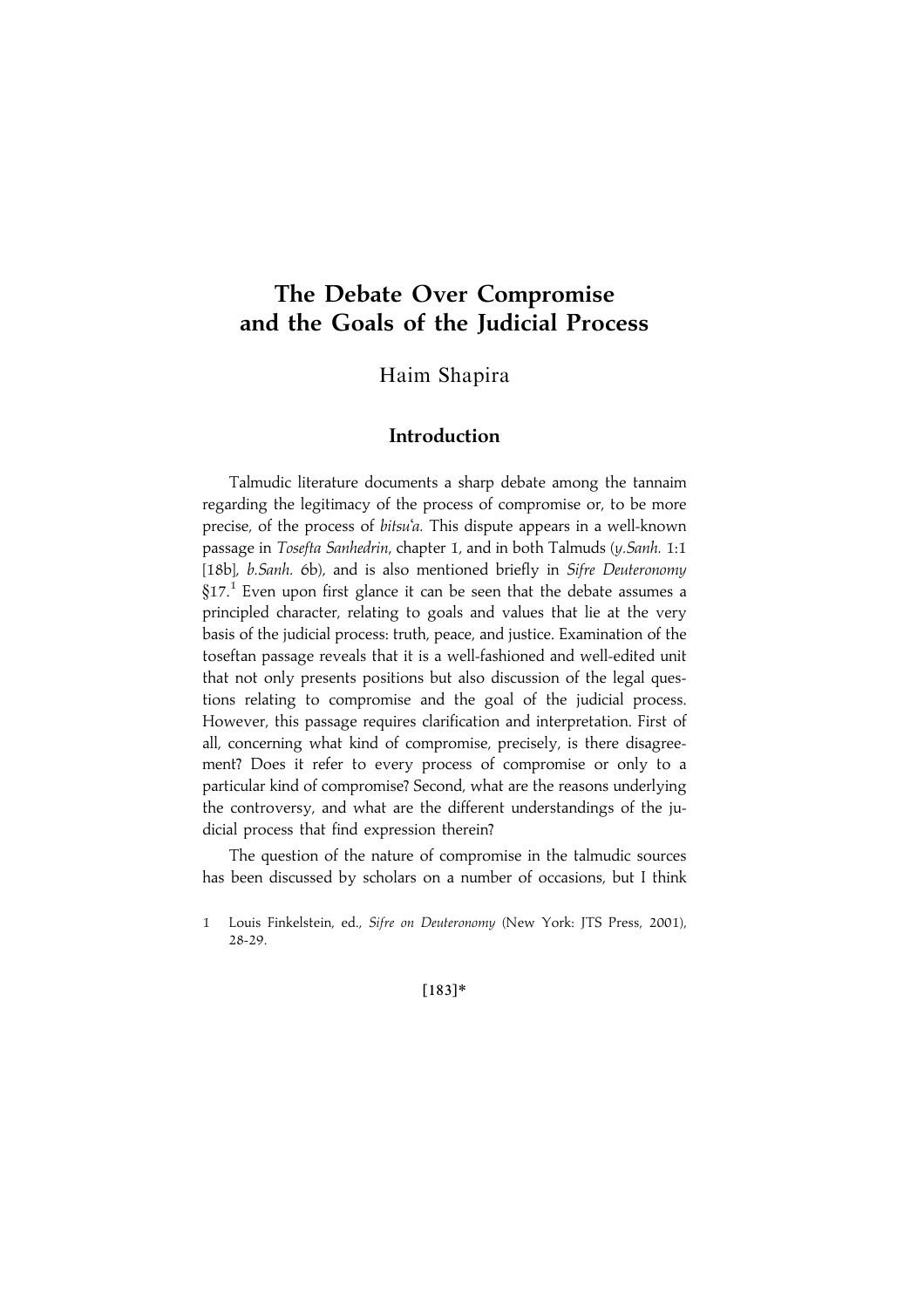# The Debate Over Compromise and the Goals of the Judicial Process

Haim Shapira

## Introduction

Talmudic literature documents a sharp debate among the tannaim regarding the legitimacy of the process of compromise or, to be more precise, of the process of *bitsu'a.* This dispute appears in a well-known passage in *Tosefta Sanhedrin*, chapter 1, and in both Talmuds (*y.Sanh.* 1:1 [18b], *b.Sanh.* 6b), and is also mentioned briefly in *Sifre Deuteronomy* §17.[1] Even upon first glance it can be seen that the debate assumes a principled character, relating to goals and values that lie at the very basis of the judicial process: truth, peace, and justice. Examination of the toseftan passage reveals that it is a well-fashioned and well-edited unit that not only presents positions but also discussion of the legal questions relating to compromise and the goal of the judicial process. However, this passage requires clarification and interpretation. First of all, concerning what kind of compromise, precisely, is there disagreement? Does it refer to every process of compromise or only to a particular kind of compromise? Second, what are the reasons underlying the controversy, and what are the different understandings of the judicial process that find expression therein?

The question of the nature of compromise in the talmudic sources has been discussed by scholars on a number of occasions, but I think

1 Louis Finkelstein, ed., *Sifre on Deuteronomy* (New York: JTS Press, 2001), 28-29.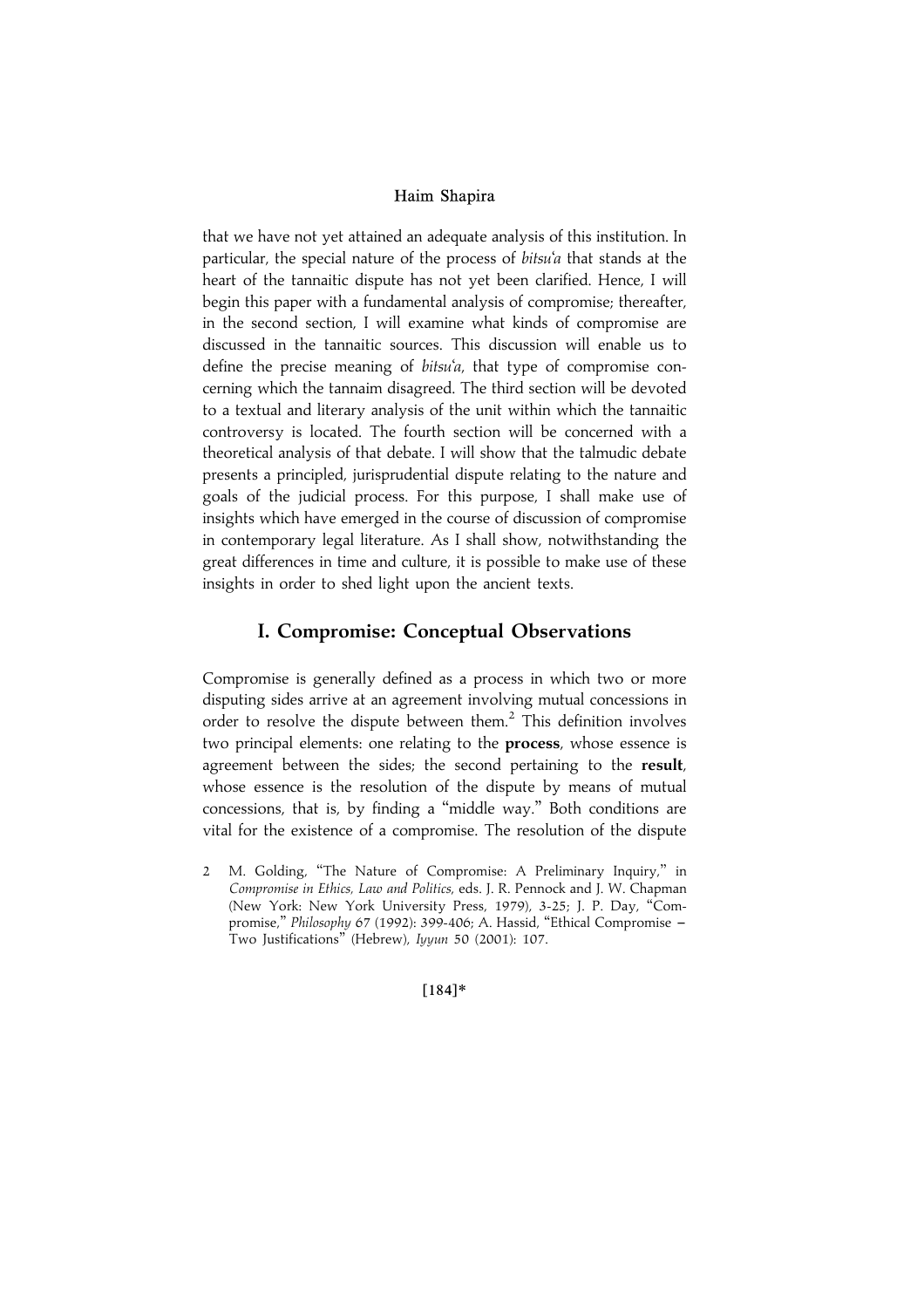that we have not yet attained an adequate analysis of this institution. In particular, the special nature of the process of *bitsu'a* that stands at the heart of the tannaitic dispute has not yet been clarified. Hence, I will begin this paper with a fundamental analysis of compromise; thereafter, in the second section, I will examine what kinds of compromise are discussed in the tannaitic sources. This discussion will enable us to define the precise meaning of *bitsu'a*, that type of compromise concerning which the tannaim disagreed. The third section will be devoted to a textual and literary analysis of the unit within which the tannaitic controversy is located. The fourth section will be concerned with a theoretical analysis of that debate. I will show that the talmudic debate presents a principled, jurisprudential dispute relating to the nature and goals of the judicial process. For this purpose, I shall make use of insights which have emerged in the course of discussion of compromise in contemporary legal literature. As I shall show, notwithstanding the great differences in time and culture, it is possible to make use of these insights in order to shed light upon the ancient texts.

## I. Compromise: Conceptual Observations

Compromise is generally defined as a process in which two or more disputing sides arrive at an agreement involving mutual concessions in order to resolve the dispute between them.[2] This definition involves two principal elements: one relating to the **process**, whose essence is agreement between the sides; the second pertaining to the **result**, whose essence is the resolution of the dispute by means of mutual concessions, that is, by finding a "middle way." Both conditions are vital for the existence of a compromise. The resolution of the dispute

2 M. Golding, "The Nature of Compromise: A Preliminary Inquiry," in *Compromise in Ethics, Law and Politics*, eds. J. R. Pennock and J. W. Chapman (New York: New York University Press, 1979), 3-25; J. P. Day, "Compromise," *Philosophy* 67 (1992): 399-406; A. Hassid, "Ethical Compromise – Two Justifications" (Hebrew), *Iyyun* 50 (2001): 107.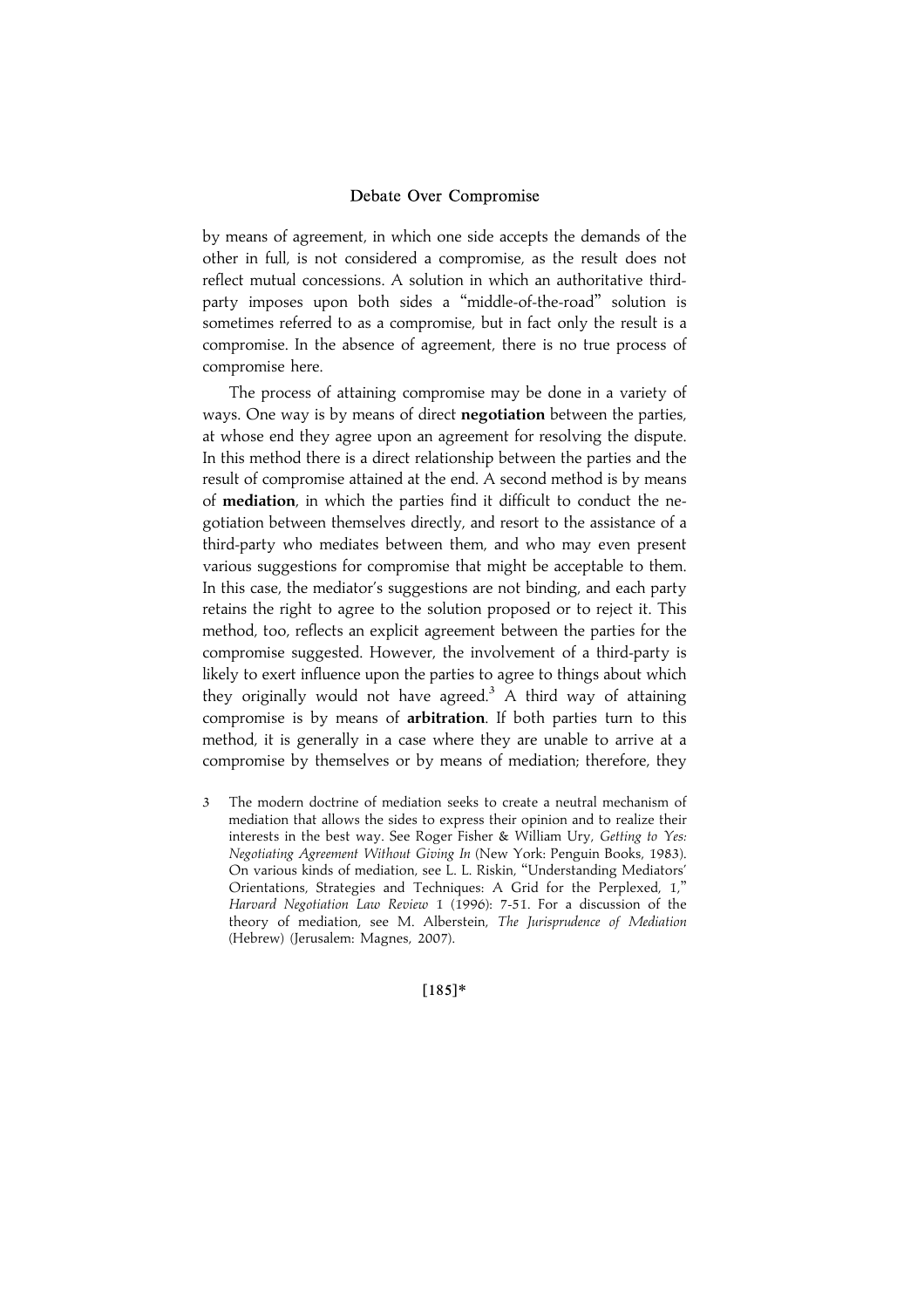by means of agreement, in which one side accepts the demands of the other in full, is not considered a compromise, as the result does not reflect mutual concessions. A solution in which an authoritative third-party imposes upon both sides a "middle-of-the-road" solution is sometimes referred to as a compromise, but in fact only the result is a compromise. In the absence of agreement, there is no true process of compromise here.

The process of attaining compromise may be done in a variety of ways. One way is by means of direct **negotiation** between the parties, at whose end they agree upon an agreement for resolving the dispute. In this method there is a direct relationship between the parties and the result of compromise attained at the end. A second method is by means of **mediation**, in which the parties find it difficult to conduct the negotiation between themselves directly, and resort to the assistance of a third-party who mediates between them, and who may even present various suggestions for compromise that might be acceptable to them. In this case, the mediator's suggestions are not binding, and each party retains the right to agree to the solution proposed or to reject it. This method, too, reflects an explicit agreement between the parties for the compromise suggested. However, the involvement of a third-party is likely to exert influence upon the parties to agree to things about which they originally would not have agreed.[3] A third way of attaining compromise is by means of **arbitration**. If both parties turn to this method, it is generally in a case where they are unable to arrive at a compromise by themselves or by means of mediation; therefore, they

3 The modern doctrine of mediation seeks to create a neutral mechanism of mediation that allows the sides to express their opinion and to realize their interests in the best way. See Roger Fisher & William Ury, *Getting to Yes: Negotiating Agreement Without Giving In* (New York: Penguin Books, 1983). On various kinds of mediation, see L. L. Riskin, "Understanding Mediators' Orientations, Strategies and Techniques: A Grid for the Perplexed, 1," *Harvard Negotiation Law Review* 1 (1996): 7-51. For a discussion of the theory of mediation, see M. Alberstein, *The Jurisprudence of Mediation* (Hebrew) (Jerusalem: Magnes, 2007).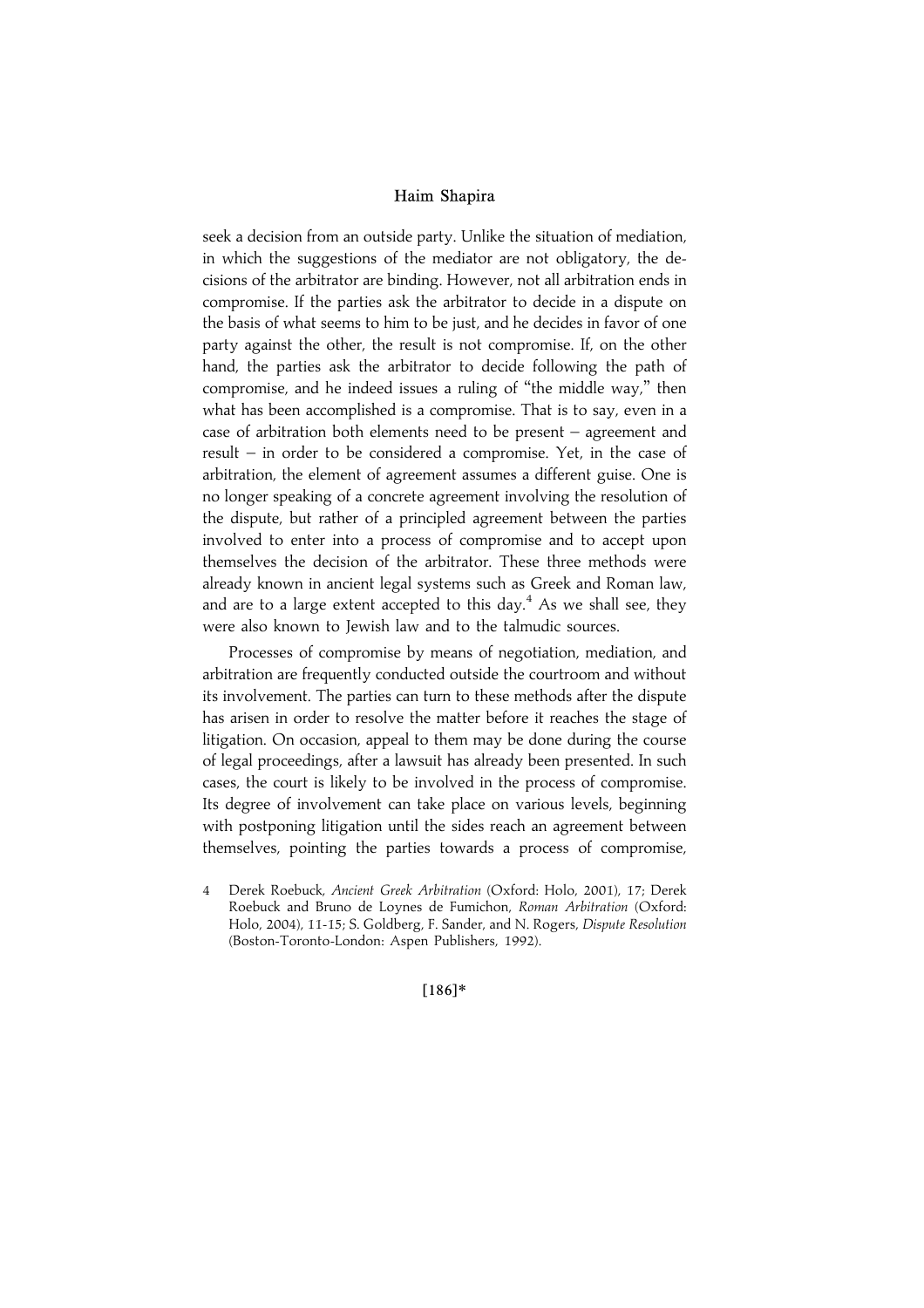seek a decision from an outside party. Unlike the situation of mediation, in which the suggestions of the mediator are not obligatory, the decisions of the arbitrator are binding. However, not all arbitration ends in compromise. If the parties ask the arbitrator to decide in a dispute on the basis of what seems to him to be just, and he decides in favor of one party against the other, the result is not compromise. If, on the other hand, the parties ask the arbitrator to decide following the path of compromise, and he indeed issues a ruling of "the middle way," then what has been accomplished is a compromise. That is to say, even in a case of arbitration both elements need to be present – agreement and result – in order to be considered a compromise. Yet, in the case of arbitration, the element of agreement assumes a different guise. One is no longer speaking of a concrete agreement involving the resolution of the dispute, but rather of a principled agreement between the parties involved to enter into a process of compromise and to accept upon themselves the decision of the arbitrator. These three methods were already known in ancient legal systems such as Greek and Roman law, and are to a large extent accepted to this day.[4] As we shall see, they were also known to Jewish law and to the talmudic sources.

Processes of compromise by means of negotiation, mediation, and arbitration are frequently conducted outside the courtroom and without its involvement. The parties can turn to these methods after the dispute has arisen in order to resolve the matter before it reaches the stage of litigation. On occasion, appeal to them may be done during the course of legal proceedings, after a lawsuit has already been presented. In such cases, the court is likely to be involved in the process of compromise. Its degree of involvement can take place on various levels, beginning with postponing litigation until the sides reach an agreement between themselves, pointing the parties towards a process of compromise,

4 Derek Roebuck, *Ancient Greek Arbitration* (Oxford: Holo, 2001), 17; Derek Roebuck and Bruno de Loynes de Fumichon, *Roman Arbitration* (Oxford: Holo, 2004), 11-15; S. Goldberg, F. Sander, and N. Rogers, *Dispute Resolution* (Boston-Toronto-London: Aspen Publishers, 1992).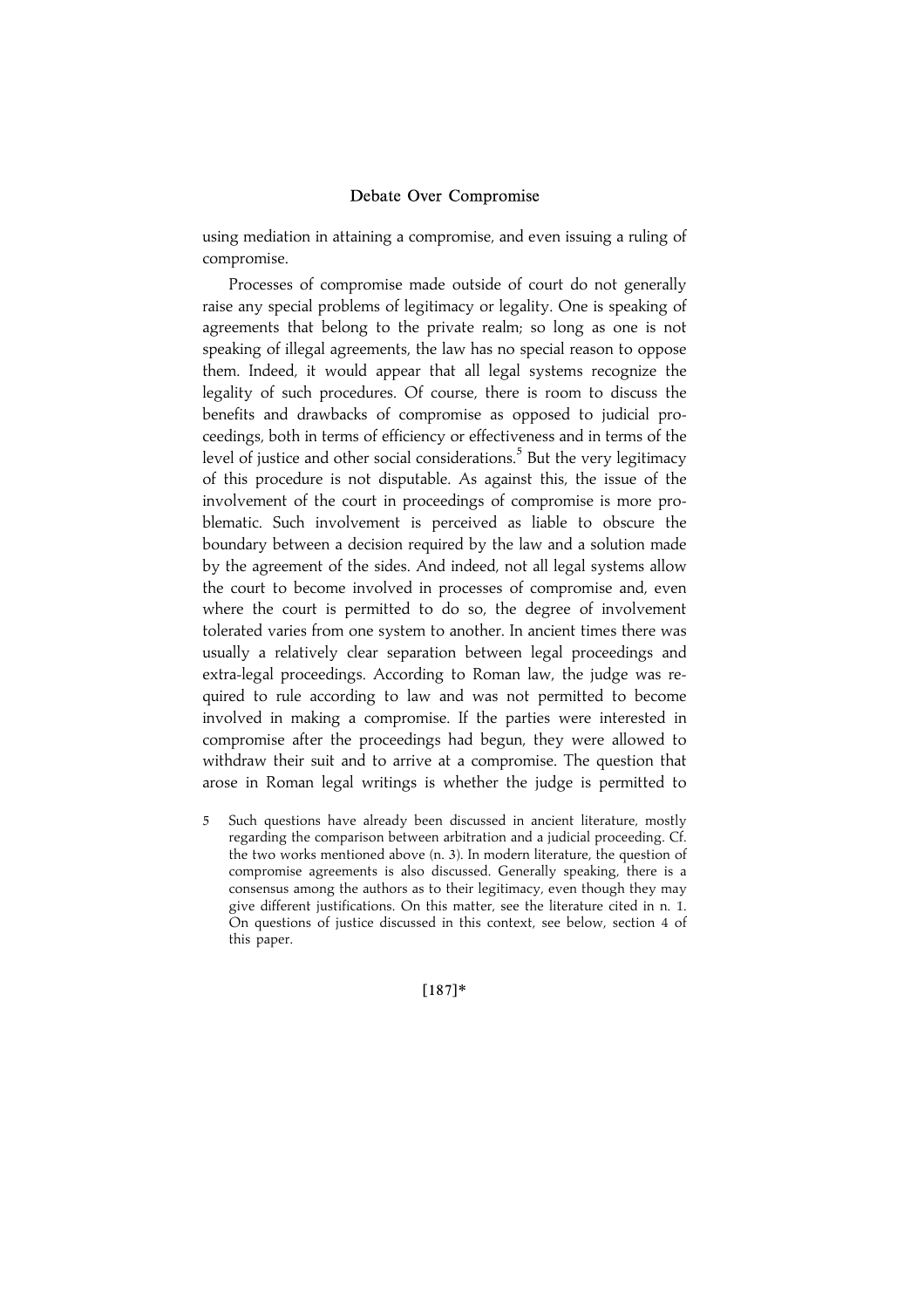using mediation in attaining a compromise, and even issuing a ruling of compromise.

Processes of compromise made outside of court do not generally raise any special problems of legitimacy or legality. One is speaking of agreements that belong to the private realm; so long as one is not speaking of illegal agreements, the law has no special reason to oppose them. Indeed, it would appear that all legal systems recognize the legality of such procedures. Of course, there is room to discuss the benefits and drawbacks of compromise as opposed to judicial proceedings, both in terms of efficiency or effectiveness and in terms of the level of justice and other social considerations.[5] But the very legitimacy of this procedure is not disputable. As against this, the issue of the involvement of the court in proceedings of compromise is more problematic. Such involvement is perceived as liable to obscure the boundary between a decision required by the law and a solution made by the agreement of the sides. And indeed, not all legal systems allow the court to become involved in processes of compromise and, even where the court is permitted to do so, the degree of involvement tolerated varies from one system to another. In ancient times there was usually a relatively clear separation between legal proceedings and extra-legal proceedings. According to Roman law, the judge was required to rule according to law and was not permitted to become involved in making a compromise. If the parties were interested in compromise after the proceedings had begun, they were allowed to withdraw their suit and to arrive at a compromise. The question that arose in Roman legal writings is whether the judge is permitted to

5 Such questions have already been discussed in ancient literature, mostly regarding the comparison between arbitration and a judicial proceeding. Cf. the two works mentioned above (n. 3). In modern literature, the question of compromise agreements is also discussed. Generally speaking, there is a consensus among the authors as to their legitimacy, even though they may give different justifications. On this matter, see the literature cited in n. 1. On questions of justice discussed in this context, see below, section 4 of this paper.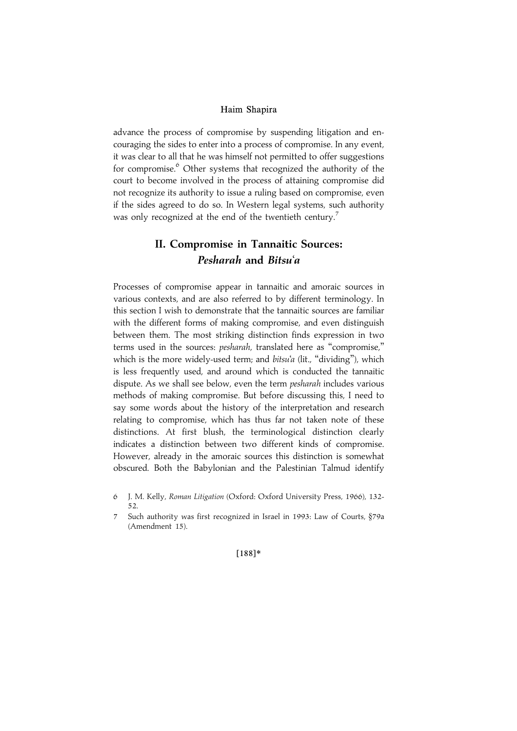advance the process of compromise by suspending litigation and encouraging the sides to enter into a process of compromise. In any event, it was clear to all that he was himself not permitted to offer suggestions for compromise.[6] Other systems that recognized the authority of the court to become involved in the process of attaining compromise did not recognize its authority to issue a ruling based on compromise, even if the sides agreed to do so. In Western legal systems, such authority was only recognized at the end of the twentieth century.[7]

## II. Compromise in Tannaitic Sources: *Pesharah* and *Bitsu'a*

Processes of compromise appear in tannaitic and amoraic sources in various contexts, and are also referred to by different terminology. In this section I wish to demonstrate that the tannaitic sources are familiar with the different forms of making compromise, and even distinguish between them. The most striking distinction finds expression in two terms used in the sources: *pesharah*, translated here as "compromise," which is the more widely-used term; and *bitsu'a* (lit., "dividing"), which is less frequently used, and around which is conducted the tannaitic dispute. As we shall see below, even the term *pesharah* includes various methods of making compromise. But before discussing this, I need to say some words about the history of the interpretation and research relating to compromise, which has thus far not taken note of these distinctions. At first blush, the terminological distinction clearly indicates a distinction between two different kinds of compromise. However, already in the amoraic sources this distinction is somewhat obscured. Both the Babylonian and the Palestinian Talmud identify

6 J. M. Kelly, *Roman Litigation* (Oxford: Oxford University Press, 1966), 132-52.

7 Such authority was first recognized in Israel in 1993: Law of Courts, §79a (Amendment 15).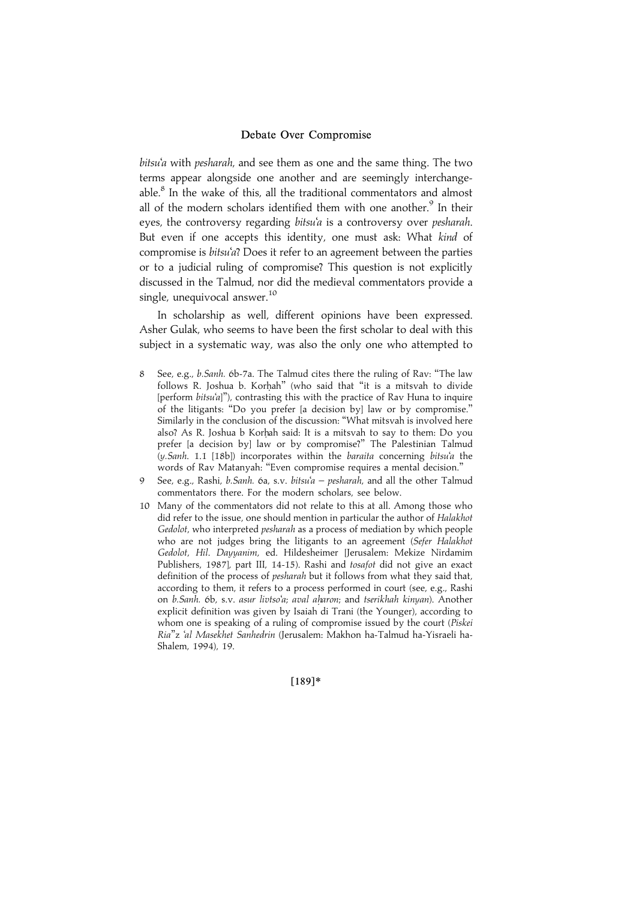*bitsu'a* with *pesharah*, and see them as one and the same thing. The two terms appear alongside one another and are seemingly interchangeable.[8] In the wake of this, all the traditional commentators and almost all of the modern scholars identified them with one another.[9] In their eyes, the controversy regarding *bitsu'a* is a controversy over *pesharah*. But even if one accepts this identity, one must ask: What *kind* of compromise is *bitsu'a*? Does it refer to an agreement between the parties or to a judicial ruling of compromise? This question is not explicitly discussed in the Talmud, nor did the medieval commentators provide a single, unequivocal answer.[10]

In scholarship as well, different opinions have been expressed. Asher Gulak, who seems to have been the first scholar to deal with this subject in a systematic way, was also the only one who attempted to

8 See, e.g., *b.Sanh.* 6b-7a. The Talmud cites there the ruling of Rav: "The law follows R. Joshua b. Korḥah" (who said that "it is a mitsvah to divide [perform *bitsu'a*]"), contrasting this with the practice of Rav Huna to inquire of the litigants: "Do you prefer [a decision by] law or by compromise." Similarly in the conclusion of the discussion: "What mitsvah is involved here also? As R. Joshua b Korḥah said: It is a mitsvah to say to them: Do you prefer [a decision by] law or by compromise?" The Palestinian Talmud (*y.Sanh.* 1.1 [18b]) incorporates within the *baraita* concerning *bitsu'a* the words of Rav Matanyah: "Even compromise requires a mental decision."

9 See, e.g., Rashi, *b.Sanh.* 6a, s.v. *bitsu'a – pesharah*, and all the other Talmud commentators there. For the modern scholars, see below.

10 Many of the commentators did not relate to this at all. Among those who did refer to the issue, one should mention in particular the author of *Halakhot Gedolot*, who interpreted *pesharah* as a process of mediation by which people who are not judges bring the litigants to an agreement (*Sefer Halakhot Gedolot*, *Hil. Dayyanim*, ed. Hildesheimer [Jerusalem: Mekize Nirdamim Publishers, 1987], part III, 14-15). Rashi and *tosafot* did not give an exact definition of the process of *pesharah* but it follows from what they said that, according to them, it refers to a process performed in court (see, e.g., Rashi on *b.Sanh.* 6b, s.v. *asur livtso'a*; *aval aḥaron*; and *tserikhah kinyan*). Another explicit definition was given by Isaiah di Trani (the Younger), according to whom one is speaking of a ruling of compromise issued by the court (*Piskei Ria"z 'al Masekhet Sanhedrin* (Jerusalem: Makhon ha-Talmud ha-Yisraeli ha-Shalem, 1994), 19.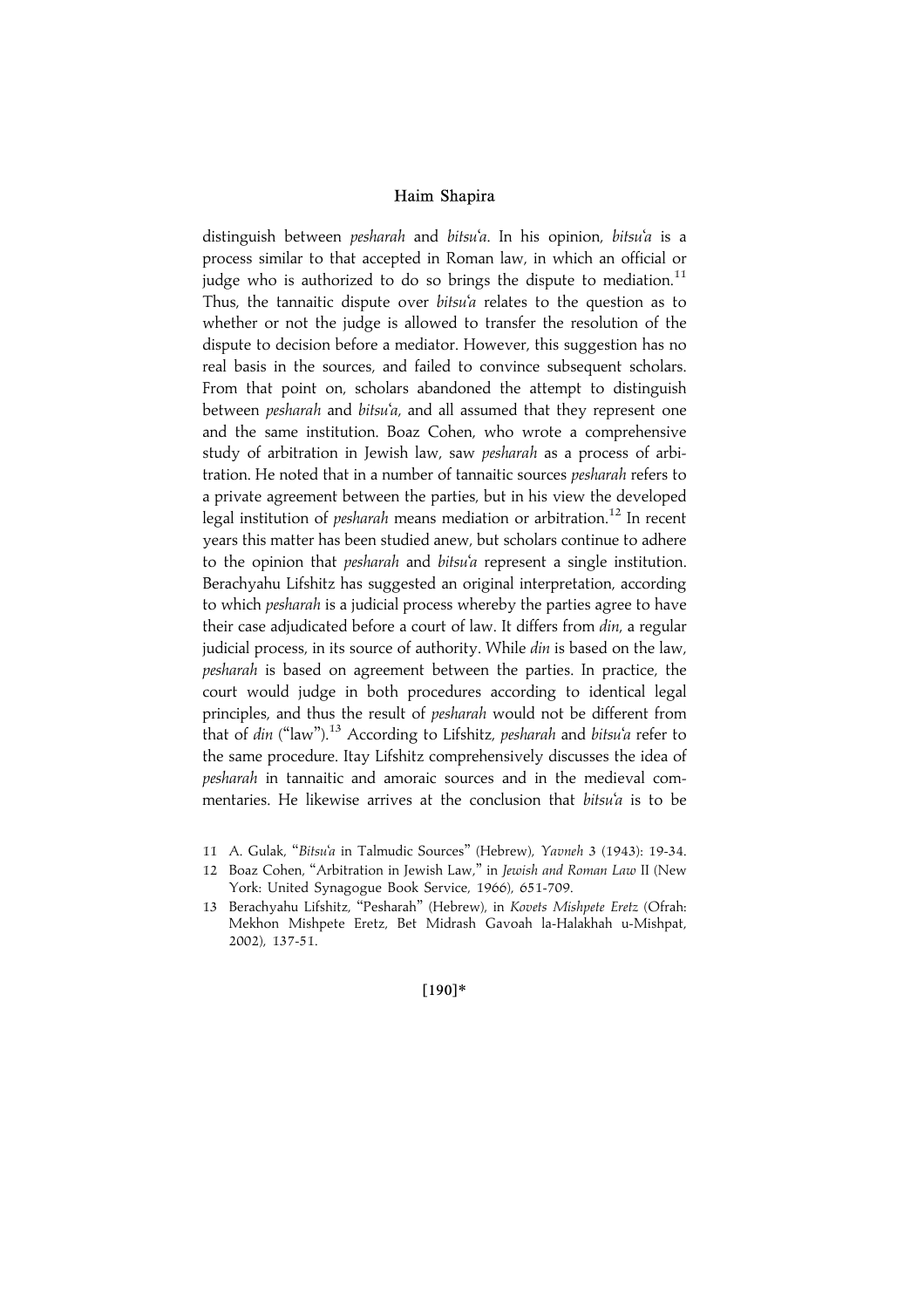distinguish between *pesharah* and *bitsu'a*. In his opinion, *bitsu'a* is a process similar to that accepted in Roman law, in which an official or judge who is authorized to do so brings the dispute to mediation.[11] Thus, the tannaitic dispute over *bitsu'a* relates to the question as to whether or not the judge is allowed to transfer the resolution of the dispute to decision before a mediator. However, this suggestion has no real basis in the sources, and failed to convince subsequent scholars. From that point on, scholars abandoned the attempt to distinguish between *pesharah* and *bitsu'a*, and all assumed that they represent one and the same institution. Boaz Cohen, who wrote a comprehensive study of arbitration in Jewish law, saw *pesharah* as a process of arbitration. He noted that in a number of tannaitic sources *pesharah* refers to a private agreement between the parties, but in his view the developed legal institution of *pesharah* means mediation or arbitration.[12] In recent years this matter has been studied anew, but scholars continue to adhere to the opinion that *pesharah* and *bitsu'a* represent a single institution. Berachyahu Lifshitz has suggested an original interpretation, according to which *pesharah* is a judicial process whereby the parties agree to have their case adjudicated before a court of law. It differs from *din*, a regular judicial process, in its source of authority. While *din* is based on the law, *pesharah* is based on agreement between the parties. In practice, the court would judge in both procedures according to identical legal principles, and thus the result of *pesharah* would not be different from that of *din* ("law").[13] According to Lifshitz, *pesharah* and *bitsu'a* refer to the same procedure. Itay Lifshitz comprehensively discusses the idea of *pesharah* in tannaitic and amoraic sources and in the medieval commentaries. He likewise arrives at the conclusion that *bitsu'a* is to be

11 A. Gulak, "*Bitsu'a* in Talmudic Sources" (Hebrew), *Yavneh* 3 (1943): 19-34.

12 Boaz Cohen, "Arbitration in Jewish Law," in *Jewish and Roman Law* II (New York: United Synagogue Book Service, 1966), 651-709.

13 Berachyahu Lifshitz, "Pesharah" (Hebrew), in *Kovets Mishpete Eretz* (Ofrah: Mekhon Mishpete Eretz, Bet Midrash Gavoah la-Halakhah u-Mishpat, 2002), 137-51.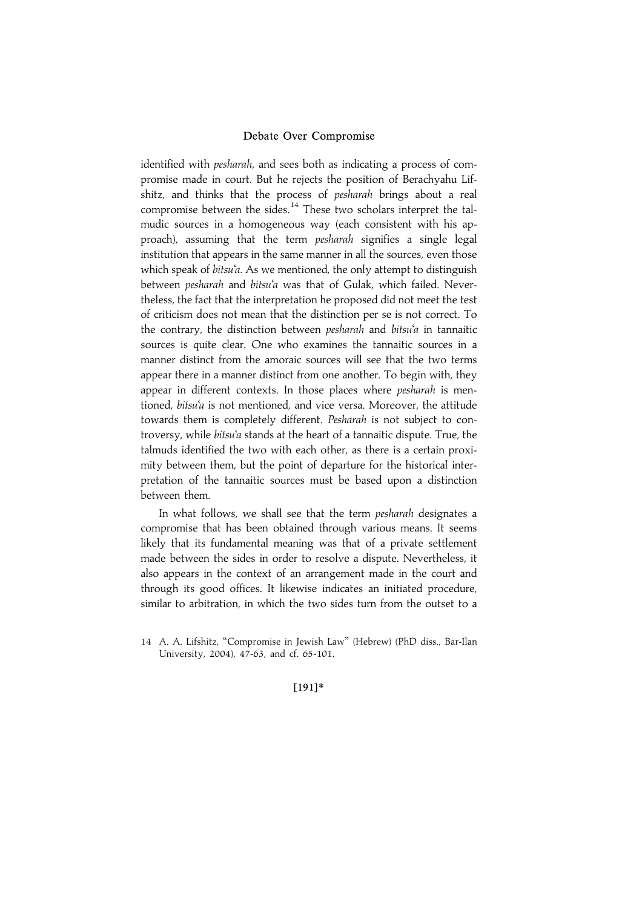identified with *pesharah*, and sees both as indicating a process of compromise made in court. But he rejects the position of Berachyahu Lifshitz, and thinks that the process of *pesharah* brings about a real compromise between the sides.[14] These two scholars interpret the talmudic sources in a homogeneous way (each consistent with his approach), assuming that the term *pesharah* signifies a single legal institution that appears in the same manner in all the sources, even those which speak of *bitsu'a*. As we mentioned, the only attempt to distinguish between *pesharah* and *bitsu'a* was that of Gulak, which failed. Nevertheless, the fact that the interpretation he proposed did not meet the test of criticism does not mean that the distinction per se is not correct. To the contrary, the distinction between *pesharah* and *bitsu'a* in tannaitic sources is quite clear. One who examines the tannaitic sources in a manner distinct from the amoraic sources will see that the two terms appear there in a manner distinct from one another. To begin with, they appear in different contexts. In those places where *pesharah* is mentioned, *bitsu'a* is not mentioned, and vice versa. Moreover, the attitude towards them is completely different. *Pesharah* is not subject to controversy, while *bitsu'a* stands at the heart of a tannaitic dispute. True, the talmuds identified the two with each other, as there is a certain proximity between them, but the point of departure for the historical interpretation of the tannaitic sources must be based upon a distinction between them.

In what follows, we shall see that the term *pesharah* designates a compromise that has been obtained through various means. It seems likely that its fundamental meaning was that of a private settlement made between the sides in order to resolve a dispute. Nevertheless, it also appears in the context of an arrangement made in the court and through its good offices. It likewise indicates an initiated procedure, similar to arbitration, in which the two sides turn from the outset to a

14 A. A. Lifshitz, "Compromise in Jewish Law" (Hebrew) (PhD diss., Bar-Ilan University, 2004), 47-63, and cf. 65-101.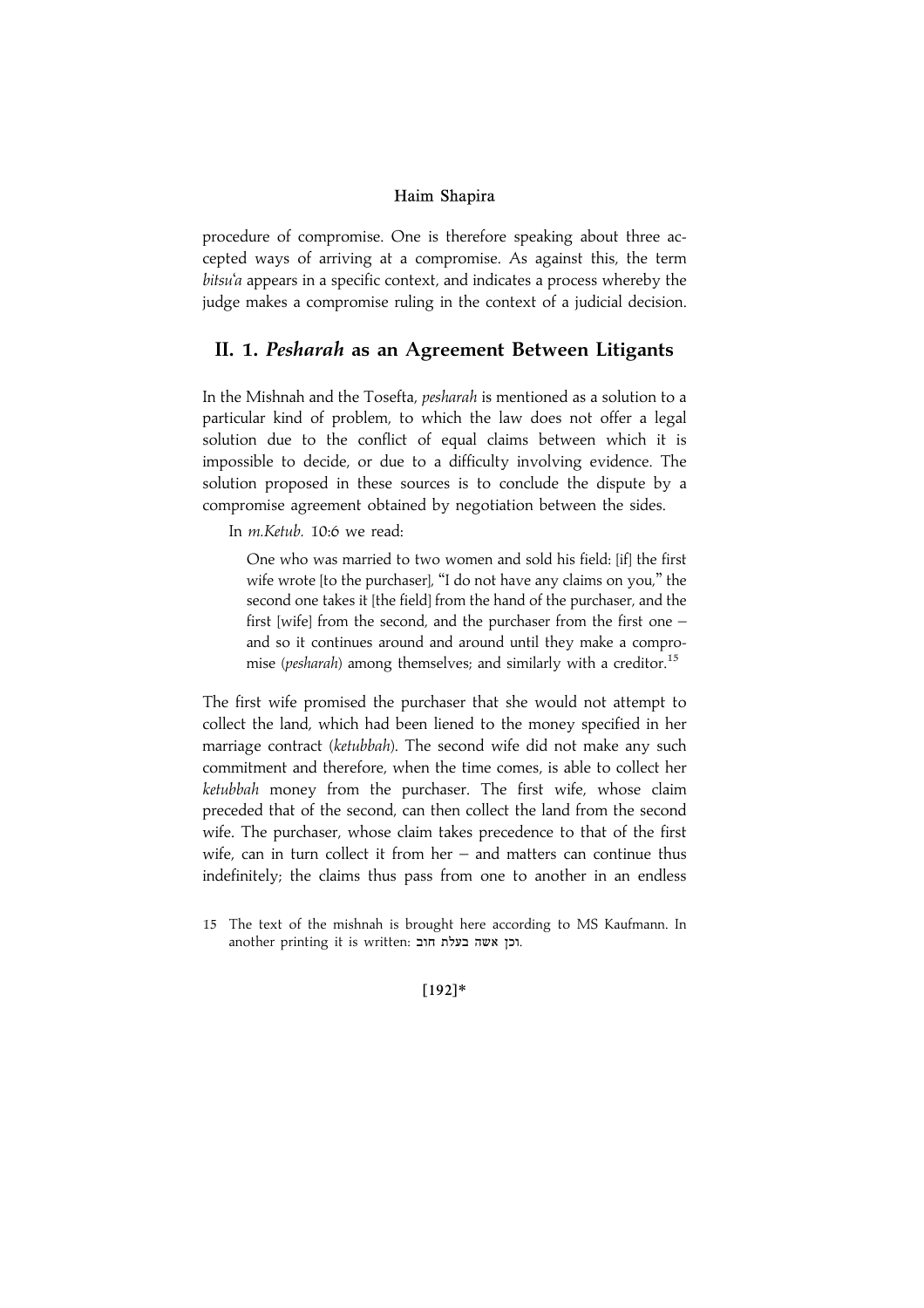procedure of compromise. One is therefore speaking about three accepted ways of arriving at a compromise. As against this, the term *bitsu'a* appears in a specific context, and indicates a process whereby the judge makes a compromise ruling in the context of a judicial decision.

## II. 1. *Pesharah* as an Agreement Between Litigants

In the Mishnah and the Tosefta, *pesharah* is mentioned as a solution to a particular kind of problem, to which the law does not offer a legal solution due to the conflict of equal claims between which it is impossible to decide, or due to a difficulty involving evidence. The solution proposed in these sources is to conclude the dispute by a compromise agreement obtained by negotiation between the sides.

In *m.Ketub.* 10:6 we read:

> One who was married to two women and sold his field: [if] the first wife wrote [to the purchaser], "I do not have any claims on you," the second one takes it [the field] from the hand of the purchaser, and the first [wife] from the second, and the purchaser from the first one – and so it continues around and around until they make a compromise (*pesharah*) among themselves; and similarly with a creditor.[15]

The first wife promised the purchaser that she would not attempt to collect the land, which had been liened to the money specified in her marriage contract (*ketubbah*). The second wife did not make any such commitment and therefore, when the time comes, is able to collect her *ketubbah* money from the purchaser. The first wife, whose claim preceded that of the second, can then collect the land from the second wife. The purchaser, whose claim takes precedence to that of the first wife, can in turn collect it from her – and matters can continue thus indefinitely; the claims thus pass from one to another in an endless

15 The text of the mishnah is brought here according to MS Kaufmann. In another printing it is written: וכן אשה בעלת חוב.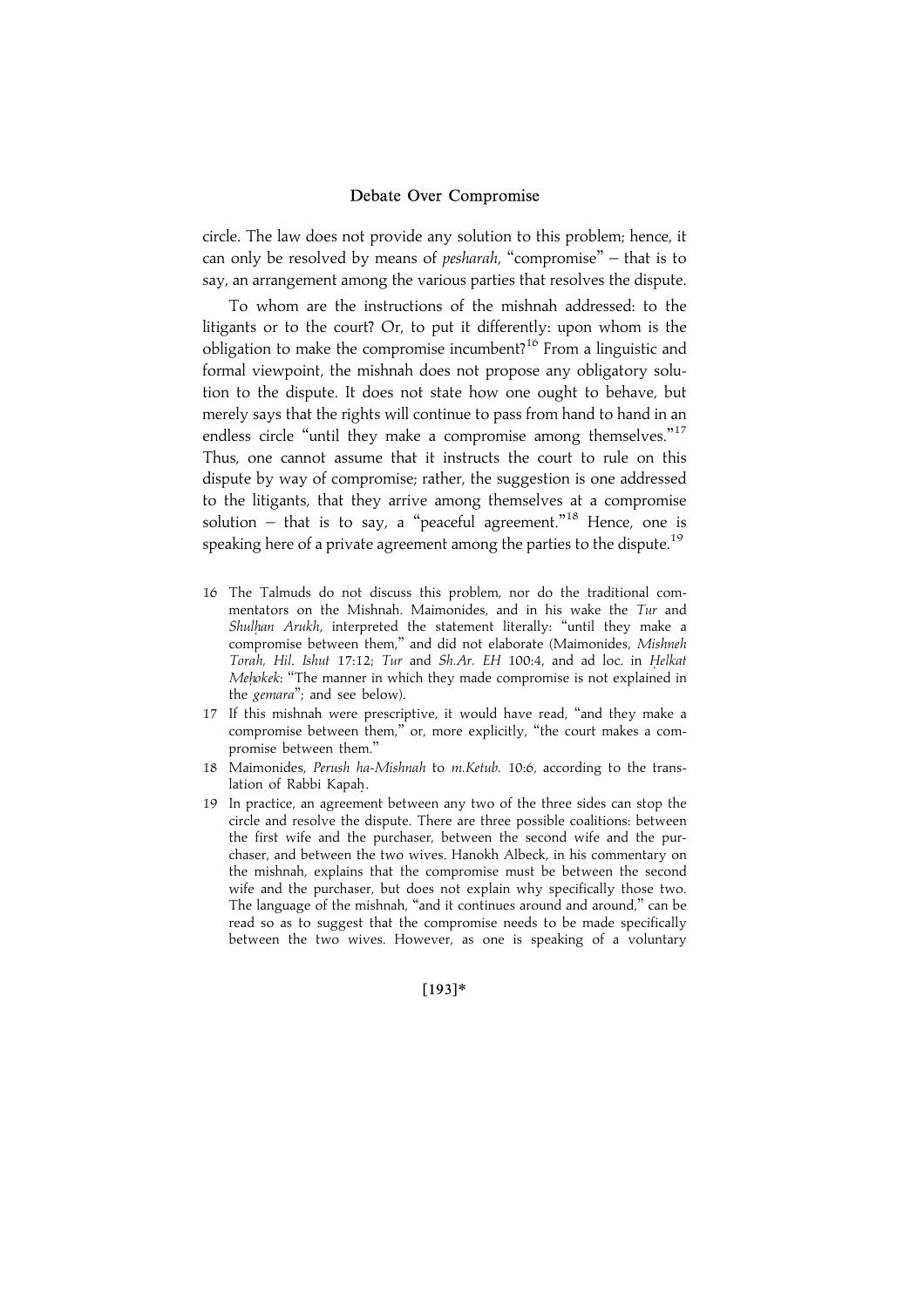circle. The law does not provide any solution to this problem; hence, it can only be resolved by means of *pesharah*, "compromise" – that is to say, an arrangement among the various parties that resolves the dispute.

To whom are the instructions of the mishnah addressed: to the litigants or to the court? Or, to put it differently: upon whom is the obligation to make the compromise incumbent?[16] From a linguistic and formal viewpoint, the mishnah does not propose any obligatory solution to the dispute. It does not state how one ought to behave, but merely says that the rights will continue to pass from hand to hand in an endless circle "until they make a compromise among themselves."[17] Thus, one cannot assume that it instructs the court to rule on this dispute by way of compromise; rather, the suggestion is one addressed to the litigants, that they arrive among themselves at a compromise solution – that is to say, a "peaceful agreement."[18] Hence, one is speaking here of a private agreement among the parties to the dispute.[19]

16 The Talmuds do not discuss this problem, nor do the traditional commentators on the Mishnah. Maimonides, and in his wake the *Tur* and *Shulḥan Arukh*, interpreted the statement literally: "until they make a compromise between them," and did not elaborate (Maimonides, *Mishneh Torah, Hil. Ishut* 17:12; *Tur* and *Sh.Ar. EH* 100:4, and ad loc. in *Ḥelkat Meḥokek*: "The manner in which they made compromise is not explained in the *gemara*"; and see below).

17 If this mishnah were prescriptive, it would have read, "and they make a compromise between them," or, more explicitly, "the court makes a compromise between them."

18 Maimonides, *Perush ha-Mishnah* to *m.Ketub.* 10:6, according to the translation of Rabbi Kapaḥ.

19 In practice, an agreement between any two of the three sides can stop the circle and resolve the dispute. There are three possible coalitions: between the first wife and the purchaser, between the second wife and the purchaser, and between the two wives. Hanokh Albeck, in his commentary on the mishnah, explains that the compromise must be between the second wife and the purchaser, but does not explain why specifically those two. The language of the mishnah, "and it continues around and around," can be read so as to suggest that the compromise needs to be made specifically between the two wives. However, as one is speaking of a voluntary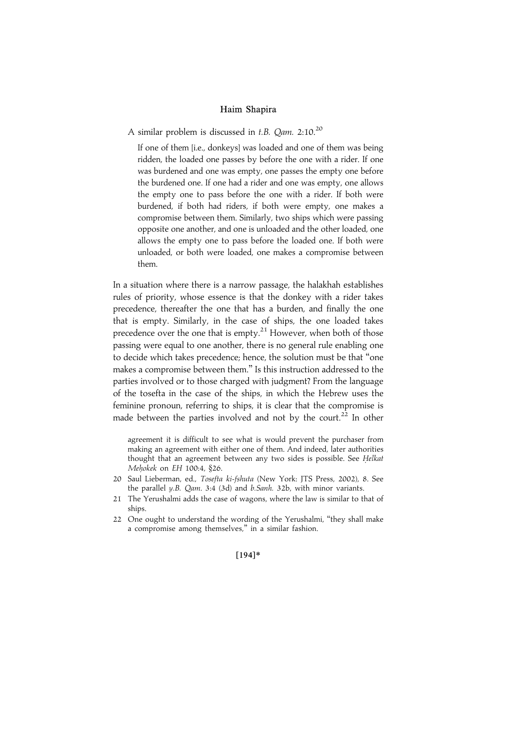A similar problem is discussed in *t.B. Qam.* 2:10.[20]

> If one of them [i.e., donkeys] was loaded and one of them was being ridden, the loaded one passes by before the one with a rider. If one was burdened and one was empty, one passes the empty one before the burdened one. If one had a rider and one was empty, one allows the empty one to pass before the one with a rider. If both were burdened, if both had riders, if both were empty, one makes a compromise between them. Similarly, two ships which were passing opposite one another, and one is unloaded and the other loaded, one allows the empty one to pass before the loaded one. If both were unloaded, or both were loaded, one makes a compromise between them.

In a situation where there is a narrow passage, the halakhah establishes rules of priority, whose essence is that the donkey with a rider takes precedence, thereafter the one that has a burden, and finally the one that is empty. Similarly, in the case of ships, the one loaded takes precedence over the one that is empty.[21] However, when both of those passing were equal to one another, there is no general rule enabling one to decide which takes precedence; hence, the solution must be that "one makes a compromise between them." Is this instruction addressed to the parties involved or to those charged with judgment? From the language of the tosefta in the case of the ships, in which the Hebrew uses the feminine pronoun, referring to ships, it is clear that the compromise is made between the parties involved and not by the court.[22] In other

agreement it is difficult to see what is would prevent the purchaser from making an agreement with either one of them. And indeed, later authorities thought that an agreement between any two sides is possible. See *Ḥelkat Meḥokek* on *EH* 100:4, §26.

20 Saul Lieberman, ed., *Tosefta ki-fshuta* (New York: JTS Press, 2002), 8. See the parallel *y.B. Qam.* 3:4 (3d) and *b.Sanh.* 32b, with minor variants.

21 The Yerushalmi adds the case of wagons, where the law is similar to that of ships.

22 One ought to understand the wording of the Yerushalmi, "they shall make a compromise among themselves," in a similar fashion.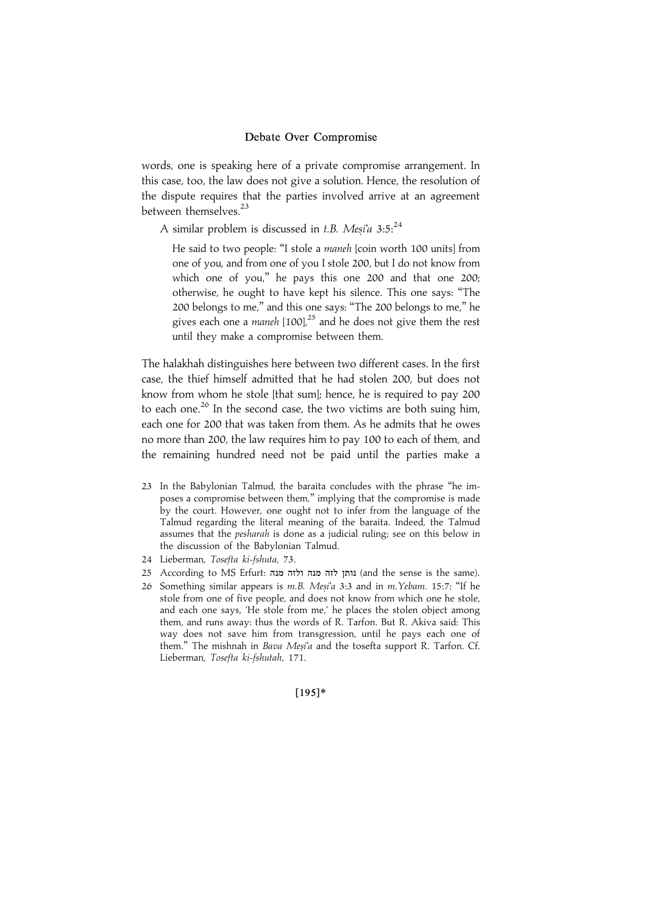words, one is speaking here of a private compromise arrangement. In this case, too, the law does not give a solution. Hence, the resolution of the dispute requires that the parties involved arrive at an agreement between themselves.[23]

A similar problem is discussed in *t.B. Meṣiʿa* 3:5:[24]

> He said to two people: "I stole a *maneh* [coin worth 100 units] from one of you, and from one of you I stole 200, but I do not know from which one of you," he pays this one 200 and that one 200; otherwise, he ought to have kept his silence. This one says: "The 200 belongs to me," and this one says: "The 200 belongs to me," he gives each one a *maneh* [100],[25] and he does not give them the rest until they make a compromise between them.

The halakhah distinguishes here between two different cases. In the first case, the thief himself admitted that he had stolen 200, but does not know from whom he stole [that sum]; hence, he is required to pay 200 to each one.[26] In the second case, the two victims are both suing him, each one for 200 that was taken from them. As he admits that he owes no more than 200, the law requires him to pay 100 to each of them, and the remaining hundred need not be paid until the parties make a

---

23 In the Babylonian Talmud, the baraita concludes with the phrase "he imposes a compromise between them," implying that the compromise is made by the court. However, one ought not to infer from the language of the Talmud regarding the literal meaning of the baraita. Indeed, the Talmud assumes that the *pesharah* is done as a judicial ruling; see on this below in the discussion of the Babylonian Talmud.

24 Lieberman, *Tosefta ki-fshuta*, 73.

25 According to MS Erfurt: נותן לזה מנה ולזה מנה (and the sense is the same).

26 Something similar appears is *m.B. Meṣiʿa* 3:3 and in *m.Yebam.* 15:7: "If he stole from one of five people, and does not know from which one he stole, and each one says, 'He stole from me,' he places the stolen object among them, and runs away: thus the words of R. Tarfon. But R. Akiva said: This way does not save him from transgression, until he pays each one of them." The mishnah in *Bava Meṣiʿa* and the tosefta support R. Tarfon. Cf. Lieberman, *Tosefta ki-fshutah*, 171.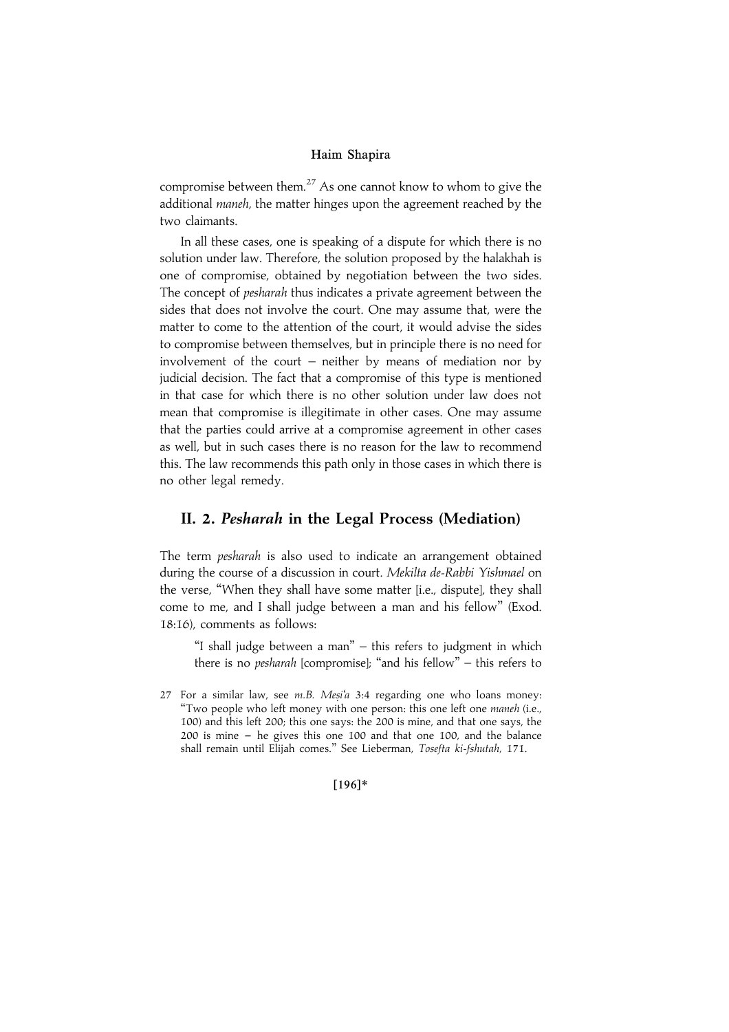compromise between them.[27] As one cannot know to whom to give the additional *maneh*, the matter hinges upon the agreement reached by the two claimants.

In all these cases, one is speaking of a dispute for which there is no solution under law. Therefore, the solution proposed by the halakhah is one of compromise, obtained by negotiation between the two sides. The concept of *pesharah* thus indicates a private agreement between the sides that does not involve the court. One may assume that, were the matter to come to the attention of the court, it would advise the sides to compromise between themselves, but in principle there is no need for involvement of the court – neither by means of mediation nor by judicial decision. The fact that a compromise of this type is mentioned in that case for which there is no other solution under law does not mean that compromise is illegitimate in other cases. One may assume that the parties could arrive at a compromise agreement in other cases as well, but in such cases there is no reason for the law to recommend this. The law recommends this path only in those cases in which there is no other legal remedy.

## II. 2. *Pesharah* in the Legal Process (Mediation)

The term *pesharah* is also used to indicate an arrangement obtained during the course of a discussion in court. *Mekilta de-Rabbi Yishmael* on the verse, "When they shall have some matter [i.e., dispute], they shall come to me, and I shall judge between a man and his fellow" (Exod. 18:16), comments as follows:

> "I shall judge between a man" – this refers to judgment in which there is no *pesharah* [compromise]; "and his fellow" – this refers to

27 For a similar law, see *m.B. Meṣi'a* 3:4 regarding one who loans money: "Two people who left money with one person: this one left one *maneh* (i.e., 100) and this left 200; this one says: the 200 is mine, and that one says, the 200 is mine – he gives this one 100 and that one 100, and the balance shall remain until Elijah comes." See Lieberman, *Tosefta ki-fshutah*, 171.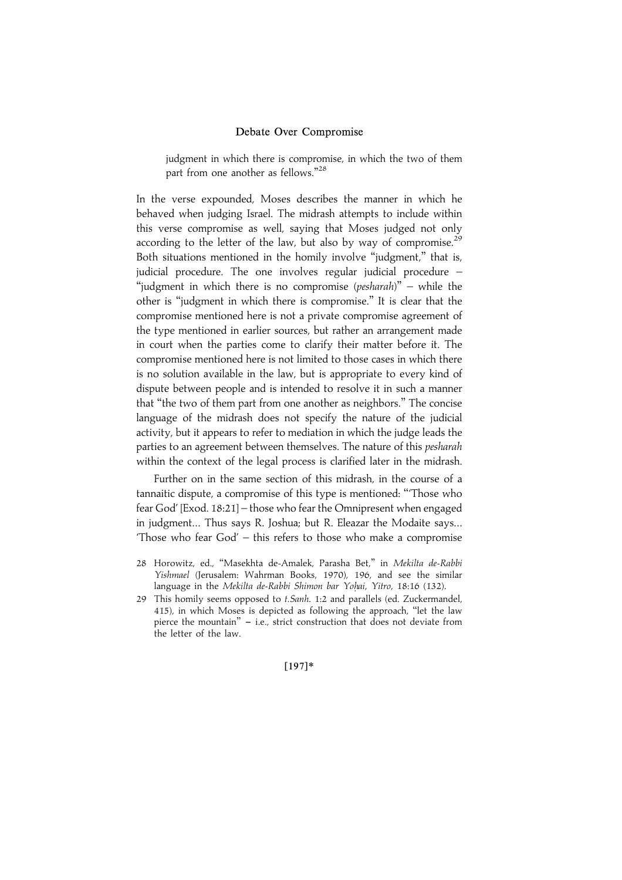judgment in which there is compromise, in which the two of them part from one another as fellows."[28]

In the verse expounded, Moses describes the manner in which he behaved when judging Israel. The midrash attempts to include within this verse compromise as well, saying that Moses judged not only according to the letter of the law, but also by way of compromise.[29] Both situations mentioned in the homily involve "judgment," that is, judicial procedure. The one involves regular judicial procedure – "judgment in which there is no compromise (*pesharah*)" – while the other is "judgment in which there is compromise." It is clear that the compromise mentioned here is not a private compromise agreement of the type mentioned in earlier sources, but rather an arrangement made in court when the parties come to clarify their matter before it. The compromise mentioned here is not limited to those cases in which there is no solution available in the law, but is appropriate to every kind of dispute between people and is intended to resolve it in such a manner that "the two of them part from one another as neighbors." The concise language of the midrash does not specify the nature of the judicial activity, but it appears to refer to mediation in which the judge leads the parties to an agreement between themselves. The nature of this *pesharah* within the context of the legal process is clarified later in the midrash.

Further on in the same section of this midrash, in the course of a tannaitic dispute, a compromise of this type is mentioned: "'Those who fear God' [Exod. 18:21] – those who fear the Omnipresent when engaged in judgment... Thus says R. Joshua; but R. Eleazar the Modaite says... 'Those who fear God' – this refers to those who make a compromise

28 Horowitz, ed., "Masekhta de-Amalek, Parasha Bet," in *Mekilta de-Rabbi Yishmael* (Jerusalem: Wahrman Books, 1970), 196, and see the similar language in the *Mekilta de-Rabbi Shimon bar Yoḥai, Yitro,* 18:16 (132).

29 This homily seems opposed to *t.Sanh.* 1:2 and parallels (ed. Zuckermandel, 415), in which Moses is depicted as following the approach, "let the law pierce the mountain" – i.e., strict construction that does not deviate from the letter of the law.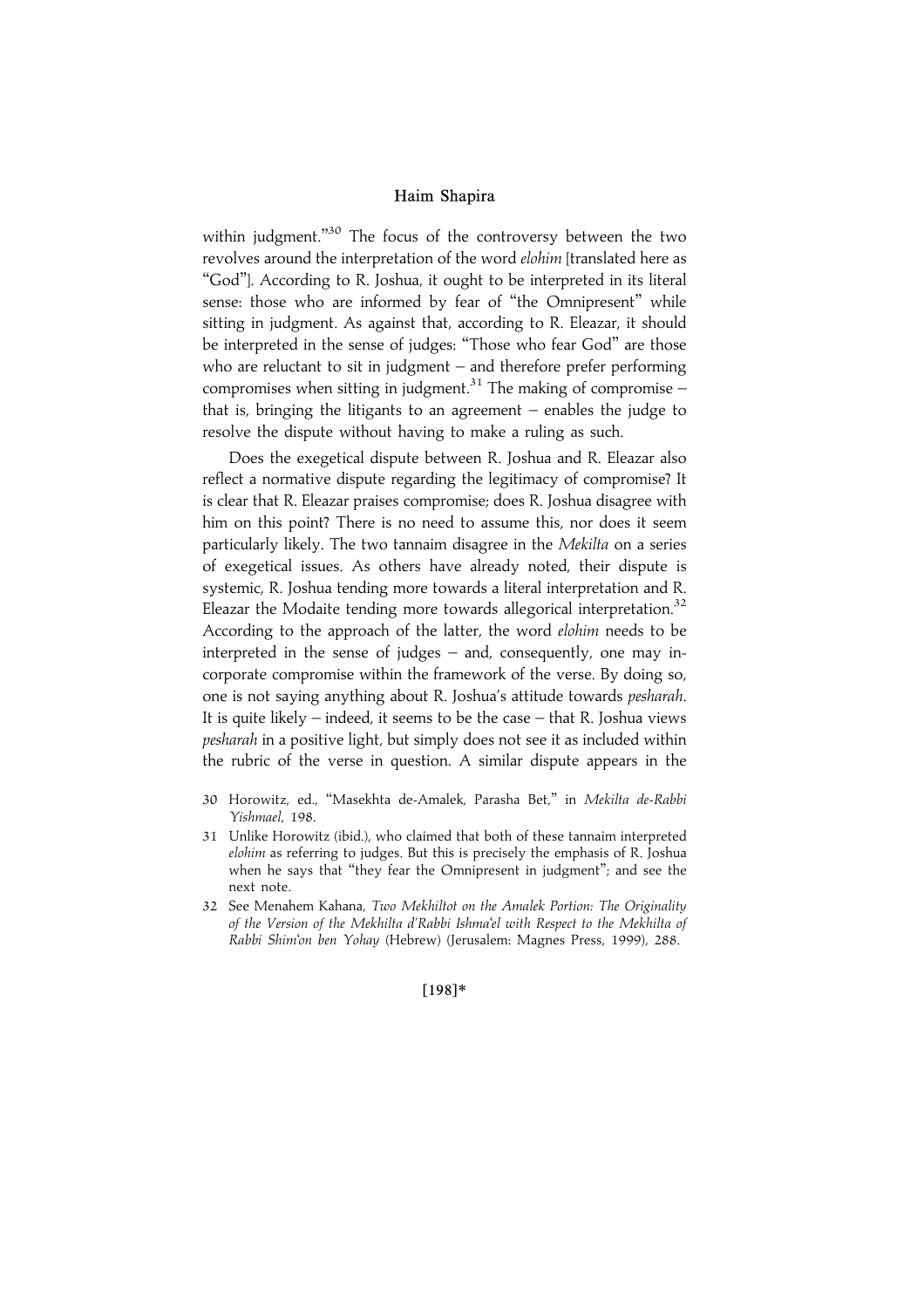within judgment."[30] The focus of the controversy between the two revolves around the interpretation of the word *elohim* [translated here as "God"]. According to R. Joshua, it ought to be interpreted in its literal sense: those who are informed by fear of "the Omnipresent" while sitting in judgment. As against that, according to R. Eleazar, it should be interpreted in the sense of judges: "Those who fear God" are those who are reluctant to sit in judgment – and therefore prefer performing compromises when sitting in judgment.[31] The making of compromise – that is, bringing the litigants to an agreement – enables the judge to resolve the dispute without having to make a ruling as such.

Does the exegetical dispute between R. Joshua and R. Eleazar also reflect a normative dispute regarding the legitimacy of compromise? It is clear that R. Eleazar praises compromise; does R. Joshua disagree with him on this point? There is no need to assume this, nor does it seem particularly likely. The two tannaim disagree in the *Mekilta* on a series of exegetical issues. As others have already noted, their dispute is systemic, R. Joshua tending more towards a literal interpretation and R. Eleazar the Modaite tending more towards allegorical interpretation.[32] According to the approach of the latter, the word *elohim* needs to be interpreted in the sense of judges – and, consequently, one may incorporate compromise within the framework of the verse. By doing so, one is not saying anything about R. Joshua's attitude towards *pesharah*. It is quite likely – indeed, it seems to be the case – that R. Joshua views *pesharah* in a positive light, but simply does not see it as included within the rubric of the verse in question. A similar dispute appears in the

30 Horowitz, ed., "Masekhta de-Amalek, Parasha Bet," in *Mekilta de-Rabbi Yishmael*, 198.

31 Unlike Horowitz (ibid.), who claimed that both of these tannaim interpreted *elohim* as referring to judges. But this is precisely the emphasis of R. Joshua when he says that "they fear the Omnipresent in judgment"; and see the next note.

32 See Menahem Kahana, *Two Mekhiltot on the Amalek Portion: The Originality of the Version of the Mekhilta d'Rabbi Ishma'el with Respect to the Mekhilta of Rabbi Shim'on ben Yohay* (Hebrew) (Jerusalem: Magnes Press, 1999), 288.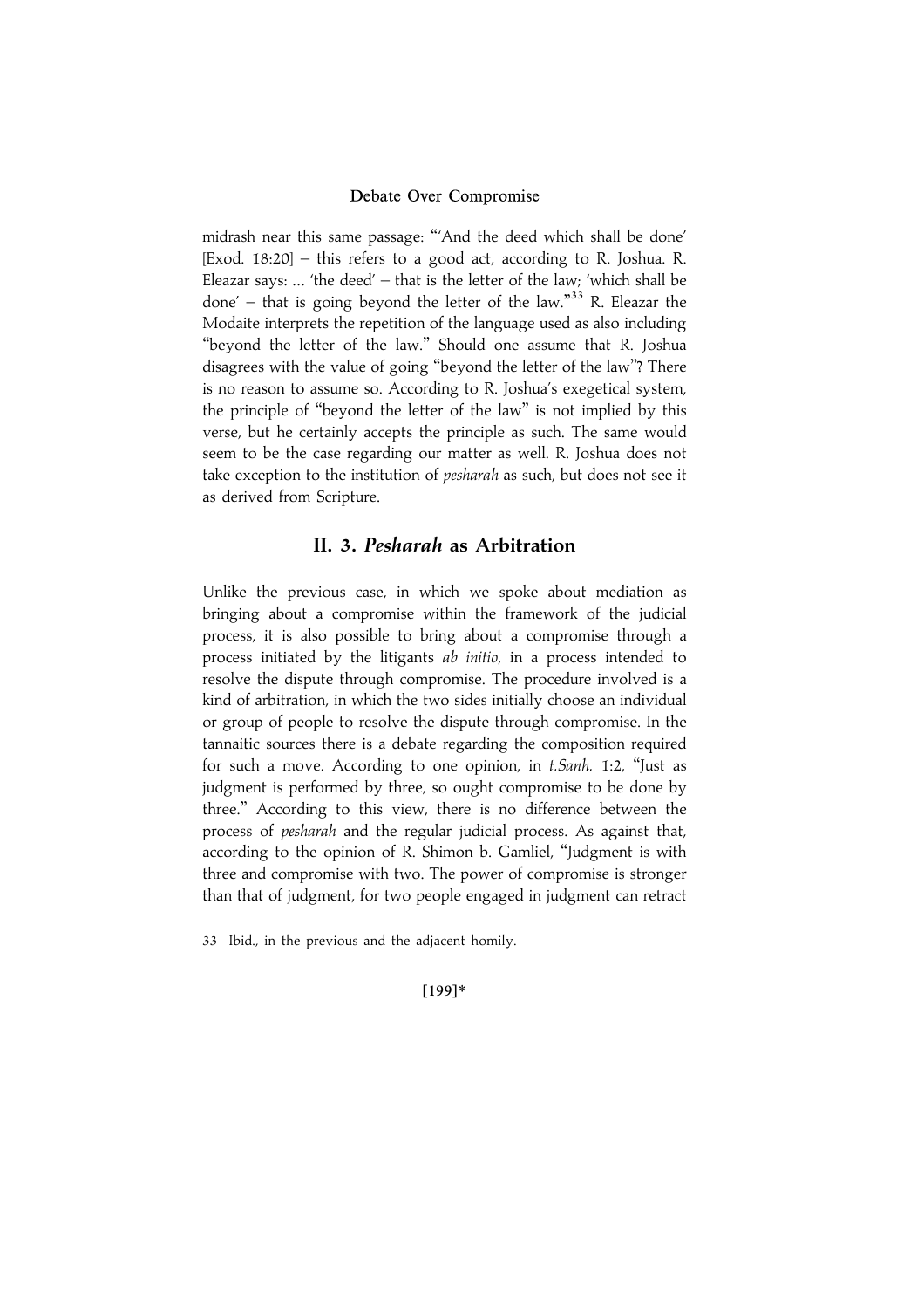midrash near this same passage: "'And the deed which shall be done' [Exod. 18:20] – this refers to a good act, according to R. Joshua. R. Eleazar says: ... 'the deed' – that is the letter of the law; 'which shall be done' – that is going beyond the letter of the law."[33] R. Eleazar the Modaite interprets the repetition of the language used as also including "beyond the letter of the law." Should one assume that R. Joshua disagrees with the value of going "beyond the letter of the law"? There is no reason to assume so. According to R. Joshua's exegetical system, the principle of "beyond the letter of the law" is not implied by this verse, but he certainly accepts the principle as such. The same would seem to be the case regarding our matter as well. R. Joshua does not take exception to the institution of *pesharah* as such, but does not see it as derived from Scripture.

## II. 3. *Pesharah* as Arbitration

Unlike the previous case, in which we spoke about mediation as bringing about a compromise within the framework of the judicial process, it is also possible to bring about a compromise through a process initiated by the litigants *ab initio*, in a process intended to resolve the dispute through compromise. The procedure involved is a kind of arbitration, in which the two sides initially choose an individual or group of people to resolve the dispute through compromise. In the tannaitic sources there is a debate regarding the composition required for such a move. According to one opinion, in *t.Sanh.* 1:2, "Just as judgment is performed by three, so ought compromise to be done by three." According to this view, there is no difference between the process of *pesharah* and the regular judicial process. As against that, according to the opinion of R. Shimon b. Gamliel, "Judgment is with three and compromise with two. The power of compromise is stronger than that of judgment, for two people engaged in judgment can retract

33 Ibid., in the previous and the adjacent homily.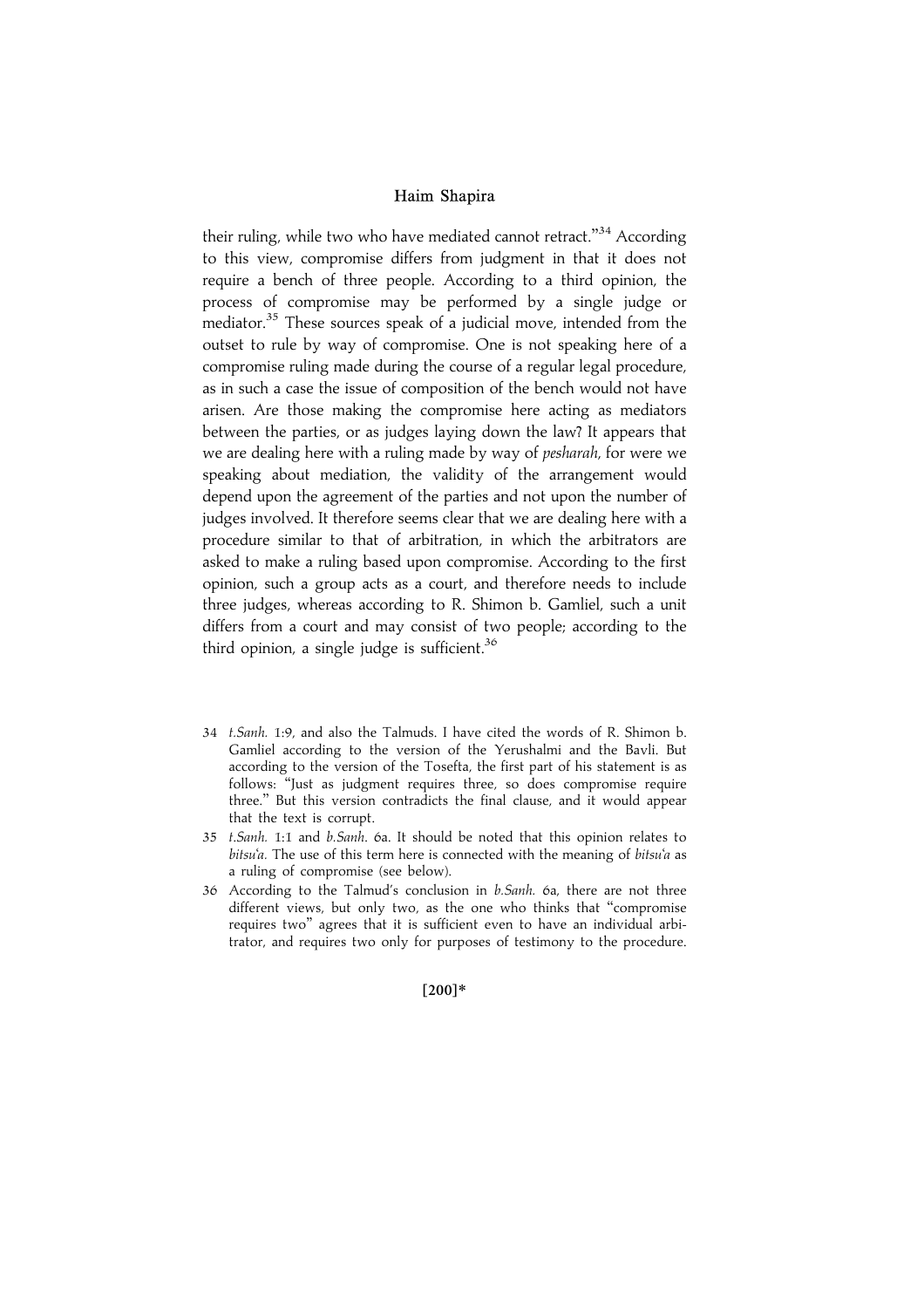their ruling, while two who have mediated cannot retract."[34] According to this view, compromise differs from judgment in that it does not require a bench of three people. According to a third opinion, the process of compromise may be performed by a single judge or mediator.[35] These sources speak of a judicial move, intended from the outset to rule by way of compromise. One is not speaking here of a compromise ruling made during the course of a regular legal procedure, as in such a case the issue of composition of the bench would not have arisen. Are those making the compromise here acting as mediators between the parties, or as judges laying down the law? It appears that we are dealing here with a ruling made by way of *pesharah*, for were we speaking about mediation, the validity of the arrangement would depend upon the agreement of the parties and not upon the number of judges involved. It therefore seems clear that we are dealing here with a procedure similar to that of arbitration, in which the arbitrators are asked to make a ruling based upon compromise. According to the first opinion, such a group acts as a court, and therefore needs to include three judges, whereas according to R. Shimon b. Gamliel, such a unit differs from a court and may consist of two people; according to the third opinion, a single judge is sufficient.[36]

34 *t.Sanh.* 1:9, and also the Talmuds. I have cited the words of R. Shimon b. Gamliel according to the version of the Yerushalmi and the Bavli. But according to the version of the Tosefta, the first part of his statement is as follows: "Just as judgment requires three, so does compromise require three." But this version contradicts the final clause, and it would appear that the text is corrupt.

35 *t.Sanh.* 1:1 and *b.Sanh.* 6a. It should be noted that this opinion relates to *bitsu'a*. The use of this term here is connected with the meaning of *bitsu'a* as a ruling of compromise (see below).

36 According to the Talmud's conclusion in *b.Sanh.* 6a, there are not three different views, but only two, as the one who thinks that "compromise requires two" agrees that it is sufficient even to have an individual arbitrator, and requires two only for purposes of testimony to the procedure.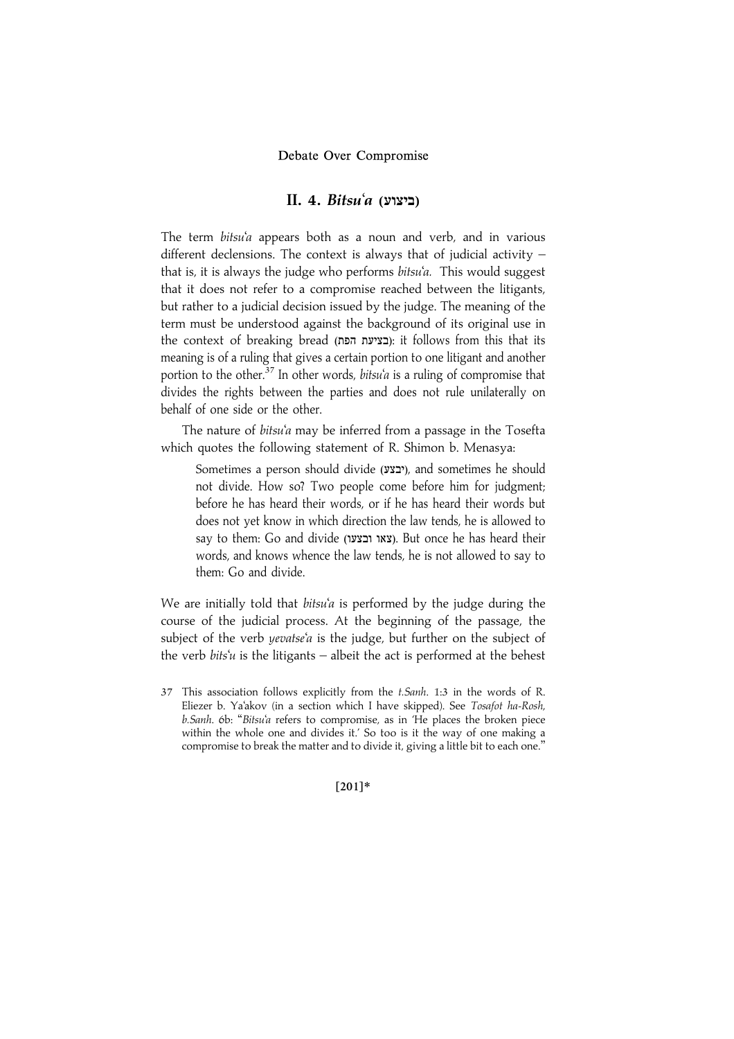## II. 4. *Bitsu'a* (ביצוע)

The term *bitsu'a* appears both as a noun and verb, and in various different declensions. The context is always that of judicial activity – that is, it is always the judge who performs *bitsu'a.* This would suggest that it does not refer to a compromise reached between the litigants, but rather to a judicial decision issued by the judge. The meaning of the term must be understood against the background of its original use in the context of breaking bread (בציעת הפת): it follows from this that its meaning is of a ruling that gives a certain portion to one litigant and another portion to the other.[37] In other words, *bitsu'a* is a ruling of compromise that divides the rights between the parties and does not rule unilaterally on behalf of one side or the other.

The nature of *bitsu'a* may be inferred from a passage in the Tosefta which quotes the following statement of R. Shimon b. Menasya:

> Sometimes a person should divide (יבצע), and sometimes he should not divide. How so? Two people come before him for judgment; before he has heard their words, or if he has heard their words but does not yet know in which direction the law tends, he is allowed to say to them: Go and divide (צאו ובצעו). But once he has heard their words, and knows whence the law tends, he is not allowed to say to them: Go and divide.

We are initially told that *bitsu'a* is performed by the judge during the course of the judicial process. At the beginning of the passage, the subject of the verb *yevatse'a* is the judge, but further on the subject of the verb *bits'u* is the litigants – albeit the act is performed at the behest

37 This association follows explicitly from the *t.Sanh.* 1:3 in the words of R. Eliezer b. Ya'akov (in a section which I have skipped). See *Tosafot ha-Rosh, b.Sanh.* 6b: "*Bitsu'a* refers to compromise, as in 'He places the broken piece within the whole one and divides it.' So too is it the way of one making a compromise to break the matter and to divide it, giving a little bit to each one."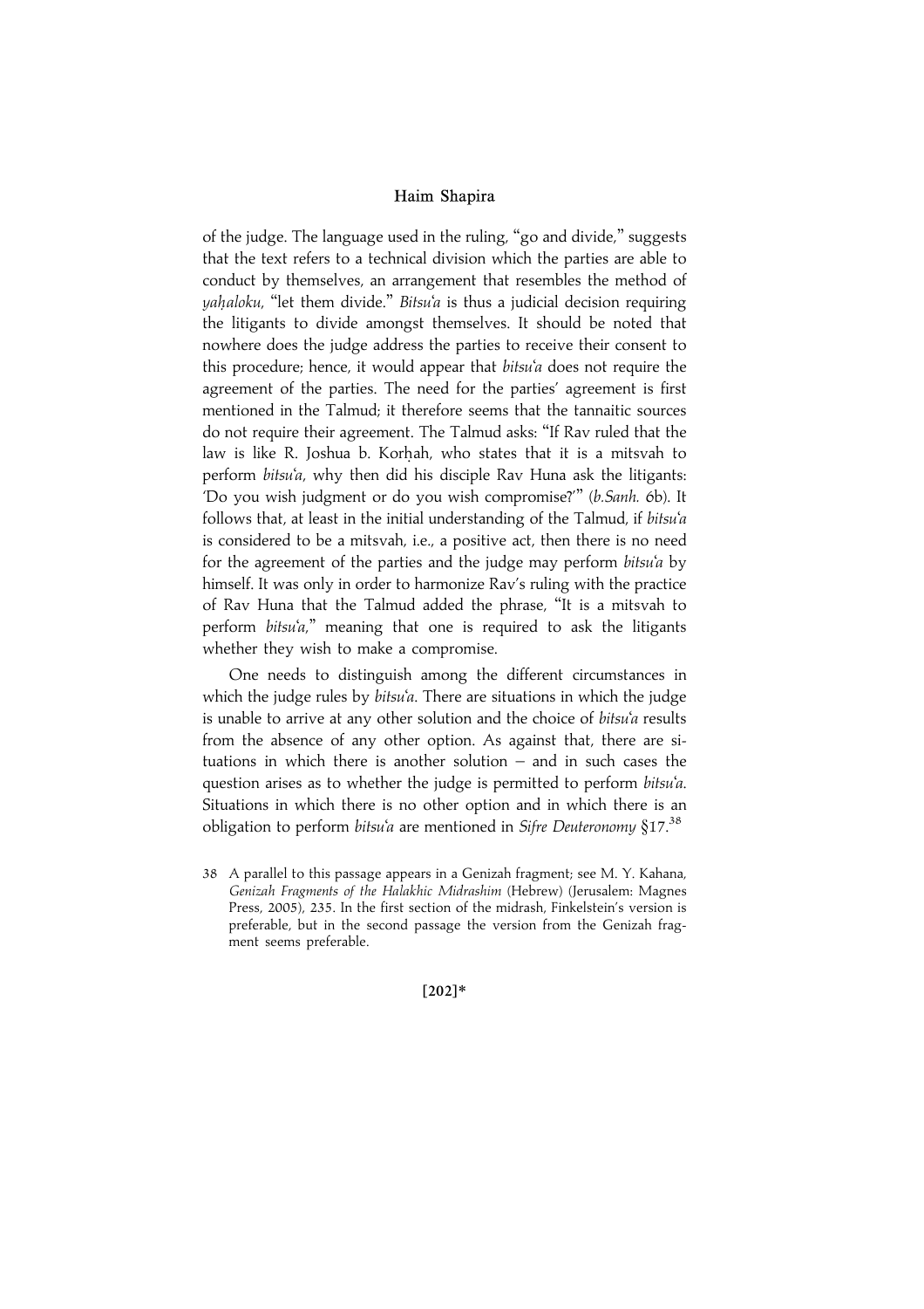of the judge. The language used in the ruling, "go and divide," suggests that the text refers to a technical division which the parties are able to conduct by themselves, an arrangement that resembles the method of *yaḥaloku*, "let them divide." *Bitsu'a* is thus a judicial decision requiring the litigants to divide amongst themselves. It should be noted that nowhere does the judge address the parties to receive their consent to this procedure; hence, it would appear that *bitsu'a* does not require the agreement of the parties. The need for the parties' agreement is first mentioned in the Talmud; it therefore seems that the tannaitic sources do not require their agreement. The Talmud asks: "If Rav ruled that the law is like R. Joshua b. Korḥah, who states that it is a mitsvah to perform *bitsu'a*, why then did his disciple Rav Huna ask the litigants: 'Do you wish judgment or do you wish compromise?'" (*b.Sanh.* 6b). It follows that, at least in the initial understanding of the Talmud, if *bitsu'a* is considered to be a mitsvah, i.e., a positive act, then there is no need for the agreement of the parties and the judge may perform *bitsu'a* by himself. It was only in order to harmonize Rav's ruling with the practice of Rav Huna that the Talmud added the phrase, "It is a mitsvah to perform *bitsu'a*," meaning that one is required to ask the litigants whether they wish to make a compromise.

One needs to distinguish among the different circumstances in which the judge rules by *bitsu'a*. There are situations in which the judge is unable to arrive at any other solution and the choice of *bitsu'a* results from the absence of any other option. As against that, there are situations in which there is another solution – and in such cases the question arises as to whether the judge is permitted to perform *bitsu'a*. Situations in which there is no other option and in which there is an obligation to perform *bitsu'a* are mentioned in *Sifre Deuteronomy* §17.[38]

38 A parallel to this passage appears in a Genizah fragment; see M. Y. Kahana, *Genizah Fragments of the Halakhic Midrashim* (Hebrew) (Jerusalem: Magnes Press, 2005), 235. In the first section of the midrash, Finkelstein's version is preferable, but in the second passage the version from the Genizah fragment seems preferable.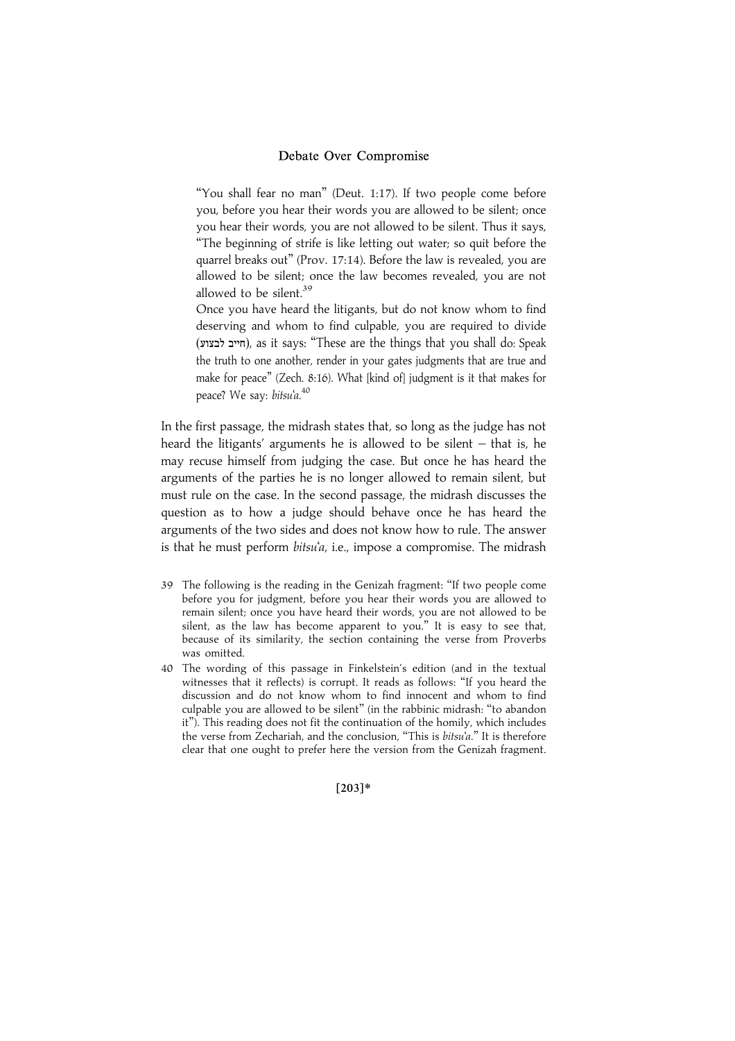"You shall fear no man" (Deut. 1:17). If two people come before you, before you hear their words you are allowed to be silent; once you hear their words, you are not allowed to be silent. Thus it says, "The beginning of strife is like letting out water; so quit before the quarrel breaks out" (Prov. 17:14). Before the law is revealed, you are allowed to be silent; once the law becomes revealed, you are not allowed to be silent.[39]

> Once you have heard the litigants, but do not know whom to find deserving and whom to find culpable, you are required to divide (חייב לבצוע), as it says: "These are the things that you shall do: Speak the truth to one another, render in your gates judgments that are true and make for peace" (Zech. 8:16). What [kind of] judgment is it that makes for peace? We say: *bitsu'a*.[40]

In the first passage, the midrash states that, so long as the judge has not heard the litigants' arguments he is allowed to be silent – that is, he may recuse himself from judging the case. But once he has heard the arguments of the parties he is no longer allowed to remain silent, but must rule on the case. In the second passage, the midrash discusses the question as to how a judge should behave once he has heard the arguments of the two sides and does not know how to rule. The answer is that he must perform *bitsu'a*, i.e., impose a compromise. The midrash

39 The following is the reading in the Genizah fragment: "If two people come before you for judgment, before you hear their words you are allowed to remain silent; once you have heard their words, you are not allowed to be silent, as the law has become apparent to you." It is easy to see that, because of its similarity, the section containing the verse from Proverbs was omitted.

40 The wording of this passage in Finkelstein's edition (and in the textual witnesses that it reflects) is corrupt. It reads as follows: "If you heard the discussion and do not know whom to find innocent and whom to find culpable you are allowed to be silent" (in the rabbinic midrash: "to abandon it"). This reading does not fit the continuation of the homily, which includes the verse from Zechariah, and the conclusion, "This is *bitsu'a*." It is therefore clear that one ought to prefer here the version from the Genizah fragment.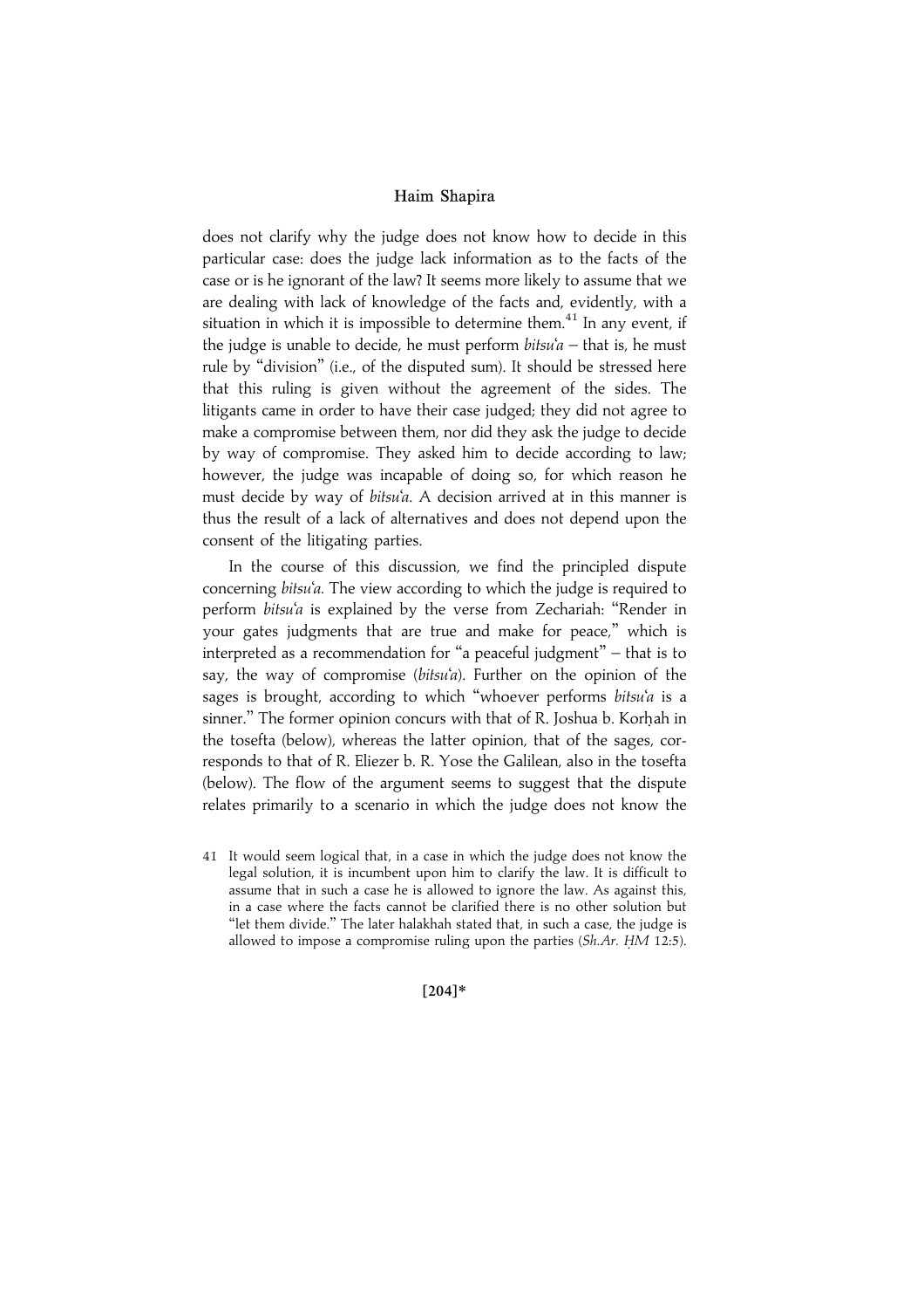does not clarify why the judge does not know how to decide in this particular case: does the judge lack information as to the facts of the case or is he ignorant of the law? It seems more likely to assume that we are dealing with lack of knowledge of the facts and, evidently, with a situation in which it is impossible to determine them.[41] In any event, if the judge is unable to decide, he must perform *bitsu'a* – that is, he must rule by "division" (i.e., of the disputed sum). It should be stressed here that this ruling is given without the agreement of the sides. The litigants came in order to have their case judged; they did not agree to make a compromise between them, nor did they ask the judge to decide by way of compromise. They asked him to decide according to law; however, the judge was incapable of doing so, for which reason he must decide by way of *bitsu'a*. A decision arrived at in this manner is thus the result of a lack of alternatives and does not depend upon the consent of the litigating parties.

In the course of this discussion, we find the principled dispute concerning *bitsu'a*. The view according to which the judge is required to perform *bitsu'a* is explained by the verse from Zechariah: "Render in your gates judgments that are true and make for peace," which is interpreted as a recommendation for "a peaceful judgment" – that is to say, the way of compromise (*bitsu'a*). Further on the opinion of the sages is brought, according to which "whoever performs *bitsu'a* is a sinner." The former opinion concurs with that of R. Joshua b. Korḥah in the tosefta (below), whereas the latter opinion, that of the sages, corresponds to that of R. Eliezer b. R. Yose the Galilean, also in the tosefta (below). The flow of the argument seems to suggest that the dispute relates primarily to a scenario in which the judge does not know the

41 It would seem logical that, in a case in which the judge does not know the legal solution, it is incumbent upon him to clarify the law. It is difficult to assume that in such a case he is allowed to ignore the law. As against this, in a case where the facts cannot be clarified there is no other solution but "let them divide." The later halakhah stated that, in such a case, the judge is allowed to impose a compromise ruling upon the parties (*Sh.Ar. ḤM* 12:5).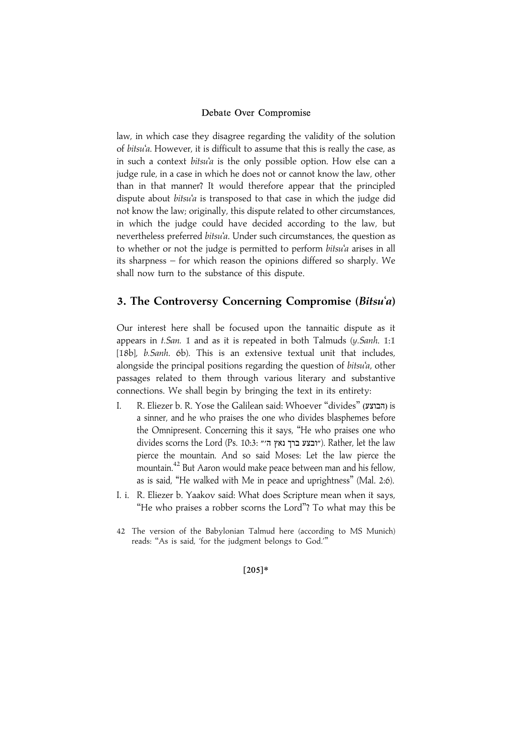law, in which case they disagree regarding the validity of the solution of *bitsu'a*. However, it is difficult to assume that this is really the case, as in such a context *bitsu'a* is the only possible option. How else can a judge rule, in a case in which he does not or cannot know the law, other than in that manner? It would therefore appear that the principled dispute about *bitsu'a* is transposed to that case in which the judge did not know the law; originally, this dispute related to other circumstances, in which the judge could have decided according to the law, but nevertheless preferred *bitsu'a*. Under such circumstances, the question as to whether or not the judge is permitted to perform *bitsu'a* arises in all its sharpness – for which reason the opinions differed so sharply. We shall now turn to the substance of this dispute.

## 3. The Controversy Concerning Compromise (*Bitsu'a*)

Our interest here shall be focused upon the tannaitic dispute as it appears in *t.San.* 1 and as it is repeated in both Talmuds (*y.Sanh.* 1:1 [18b], *b.Sanh.* 6b). This is an extensive textual unit that includes, alongside the principal positions regarding the question of *bitsu'a*, other passages related to them through various literary and substantive connections. We shall begin by bringing the text in its entirety:

I. R. Eliezer b. R. Yose the Galilean said: Whoever "divides" (הבוצע) is a sinner, and he who praises the one who divides blasphemes before the Omnipresent. Concerning this it says, "He who praises one who divides scorns the Lord (Ps. 10:3: "ובצע ברך נאץ ה'"). Rather, let the law pierce the mountain. And so said Moses: Let the law pierce the mountain.[42] But Aaron would make peace between man and his fellow, as is said, "He walked with Me in peace and uprightness" (Mal. 2:6).

I. i. R. Eliezer b. Yaakov said: What does Scripture mean when it says, "He who praises a robber scorns the Lord"? To what may this be

42 The version of the Babylonian Talmud here (according to MS Munich) reads: "As is said, 'for the judgment belongs to God.'"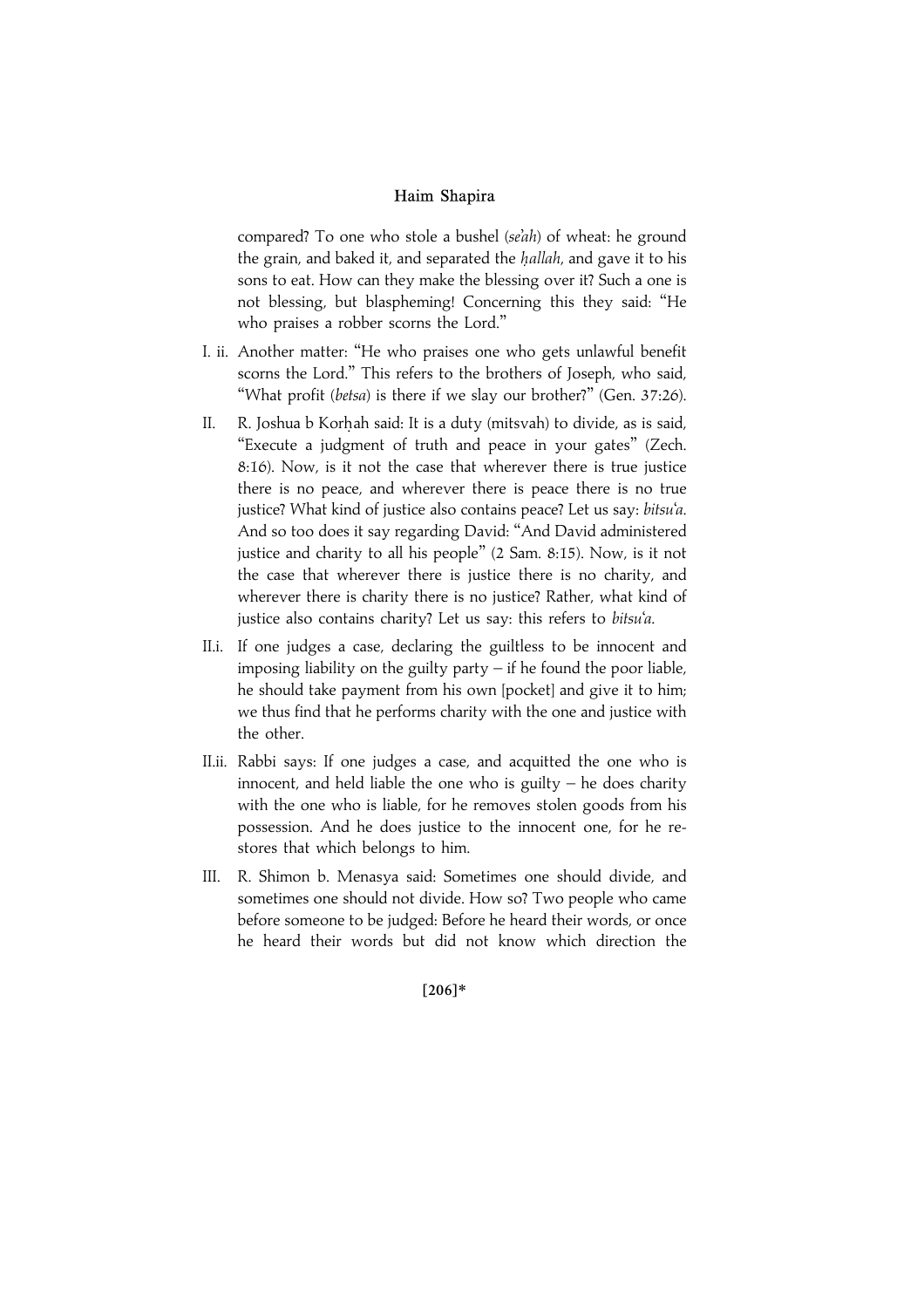compared? To one who stole a bushel (*se'ah*) of wheat: he ground the grain, and baked it, and separated the *ḥallah*, and gave it to his sons to eat. How can they make the blessing over it? Such a one is not blessing, but blaspheming! Concerning this they said: "He who praises a robber scorns the Lord."

I. ii. Another matter: "He who praises one who gets unlawful benefit scorns the Lord." This refers to the brothers of Joseph, who said, "What profit (*betsa*) is there if we slay our brother?" (Gen. 37:26).

II. R. Joshua b Korḥah said: It is a duty (mitsvah) to divide, as is said, "Execute a judgment of truth and peace in your gates" (Zech. 8:16). Now, is it not the case that wherever there is true justice there is no peace, and wherever there is peace there is no true justice? What kind of justice also contains peace? Let us say: *bitsu'a*. And so too does it say regarding David: "And David administered justice and charity to all his people" (2 Sam. 8:15). Now, is it not the case that wherever there is justice there is no charity, and wherever there is charity there is no justice? Rather, what kind of justice also contains charity? Let us say: this refers to *bitsu'a*.

II.i. If one judges a case, declaring the guiltless to be innocent and imposing liability on the guilty party – if he found the poor liable, he should take payment from his own [pocket] and give it to him; we thus find that he performs charity with the one and justice with the other.

II.ii. Rabbi says: If one judges a case, and acquitted the one who is innocent, and held liable the one who is guilty – he does charity with the one who is liable, for he removes stolen goods from his possession. And he does justice to the innocent one, for he restores that which belongs to him.

III. R. Shimon b. Menasya said: Sometimes one should divide, and sometimes one should not divide. How so? Two people who came before someone to be judged: Before he heard their words, or once he heard their words but did not know which direction the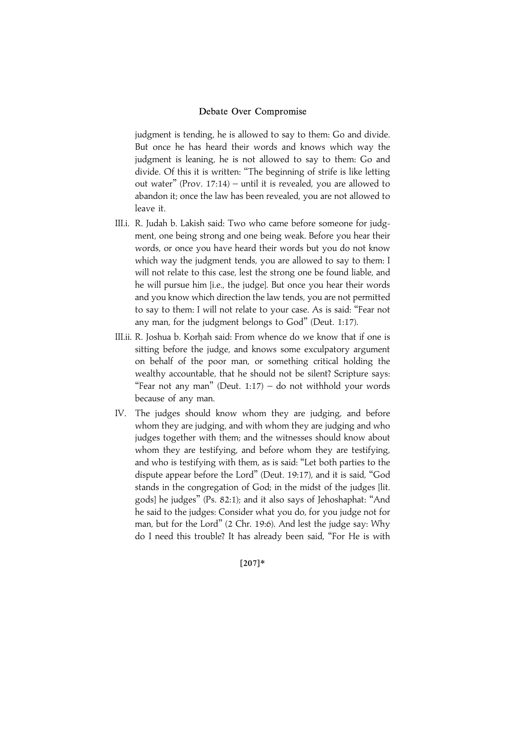judgment is tending, he is allowed to say to them: Go and divide. But once he has heard their words and knows which way the judgment is leaning, he is not allowed to say to them: Go and divide. Of this it is written: "The beginning of strife is like letting out water" (Prov. 17:14) – until it is revealed, you are allowed to abandon it; once the law has been revealed, you are not allowed to leave it.

III.i. R. Judah b. Lakish said: Two who came before someone for judgment, one being strong and one being weak. Before you hear their words, or once you have heard their words but you do not know which way the judgment tends, you are allowed to say to them: I will not relate to this case, lest the strong one be found liable, and he will pursue him [i.e., the judge]. But once you hear their words and you know which direction the law tends, you are not permitted to say to them: I will not relate to your case. As is said: "Fear not any man, for the judgment belongs to God" (Deut. 1:17).

III.ii. R. Joshua b. Korḥah said: From whence do we know that if one is sitting before the judge, and knows some exculpatory argument on behalf of the poor man, or something critical holding the wealthy accountable, that he should not be silent? Scripture says: "Fear not any man" (Deut. 1:17) – do not withhold your words because of any man.

IV. The judges should know whom they are judging, and before whom they are judging, and with whom they are judging and who judges together with them; and the witnesses should know about whom they are testifying, and before whom they are testifying, and who is testifying with them, as is said: "Let both parties to the dispute appear before the Lord" (Deut. 19:17), and it is said, "God stands in the congregation of God; in the midst of the judges [lit. gods] he judges" (Ps. 82:1); and it also says of Jehoshaphat: "And he said to the judges: Consider what you do, for you judge not for man, but for the Lord" (2 Chr. 19:6). And lest the judge say: Why do I need this trouble? It has already been said, "For He is with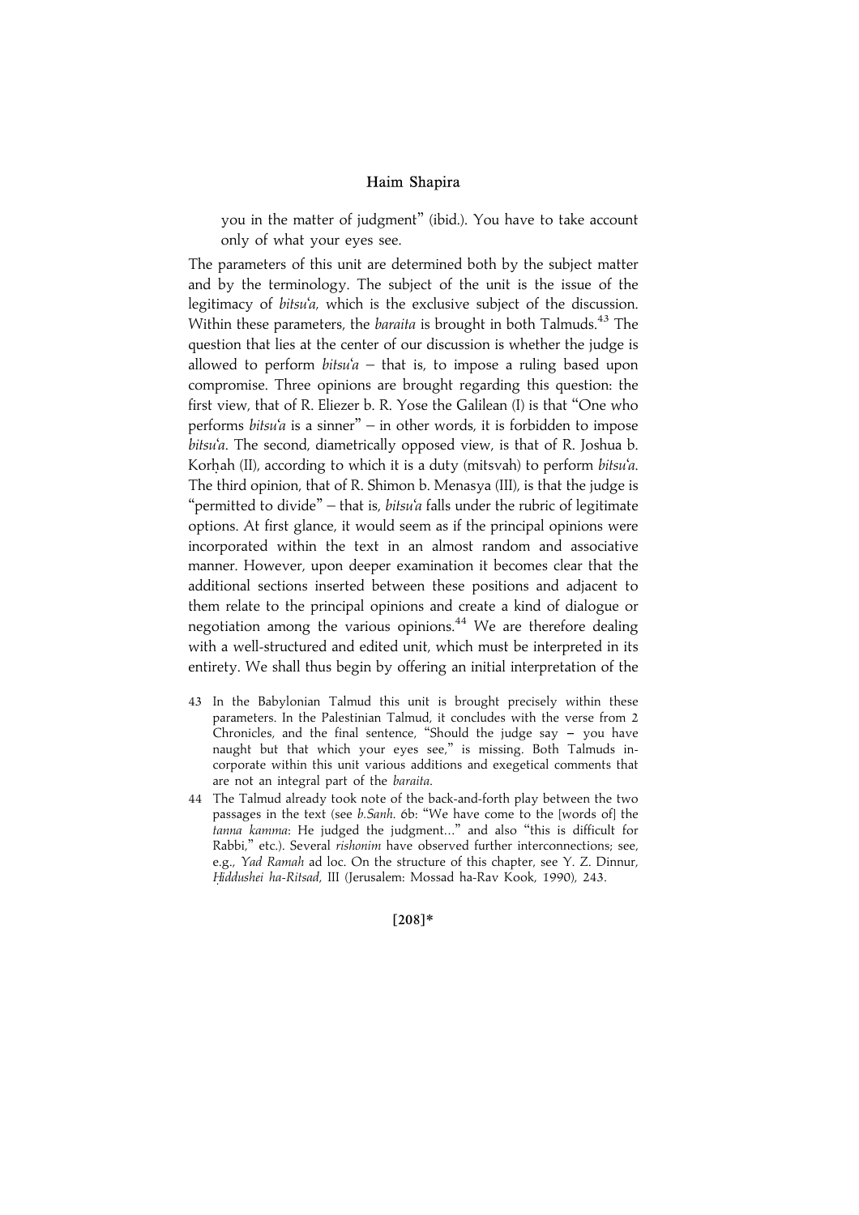> you in the matter of judgment" (ibid.). You have to take account only of what your eyes see.

The parameters of this unit are determined both by the subject matter and by the terminology. The subject of the unit is the issue of the legitimacy of *bitsu'a*, which is the exclusive subject of the discussion. Within these parameters, the *baraita* is brought in both Talmuds.[43] The question that lies at the center of our discussion is whether the judge is allowed to perform *bitsu'a* – that is, to impose a ruling based upon compromise. Three opinions are brought regarding this question: the first view, that of R. Eliezer b. R. Yose the Galilean (I) is that "One who performs *bitsu'a* is a sinner" – in other words, it is forbidden to impose *bitsu'a*. The second, diametrically opposed view, is that of R. Joshua b. Korḥah (II), according to which it is a duty (mitsvah) to perform *bitsu'a*. The third opinion, that of R. Shimon b. Menasya (III), is that the judge is "permitted to divide" – that is, *bitsu'a* falls under the rubric of legitimate options. At first glance, it would seem as if the principal opinions were incorporated within the text in an almost random and associative manner. However, upon deeper examination it becomes clear that the additional sections inserted between these positions and adjacent to them relate to the principal opinions and create a kind of dialogue or negotiation among the various opinions.[44] We are therefore dealing with a well-structured and edited unit, which must be interpreted in its entirety. We shall thus begin by offering an initial interpretation of the

43 In the Babylonian Talmud this unit is brought precisely within these parameters. In the Palestinian Talmud, it concludes with the verse from 2 Chronicles, and the final sentence, "Should the judge say – you have naught but that which your eyes see," is missing. Both Talmuds incorporate within this unit various additions and exegetical comments that are not an integral part of the *baraita*.

44 The Talmud already took note of the back-and-forth play between the two passages in the text (see *b.Sanh.* 6b: "We have come to the [words of] the *tanna kamma*: He judged the judgment…" and also "this is difficult for Rabbi," etc.). Several *rishonim* have observed further interconnections; see, e.g., *Yad Ramah* ad loc. On the structure of this chapter, see Y. Z. Dinnur, *Ḥiddushei ha-Ritsad*, III (Jerusalem: Mossad ha-Rav Kook, 1990), 243.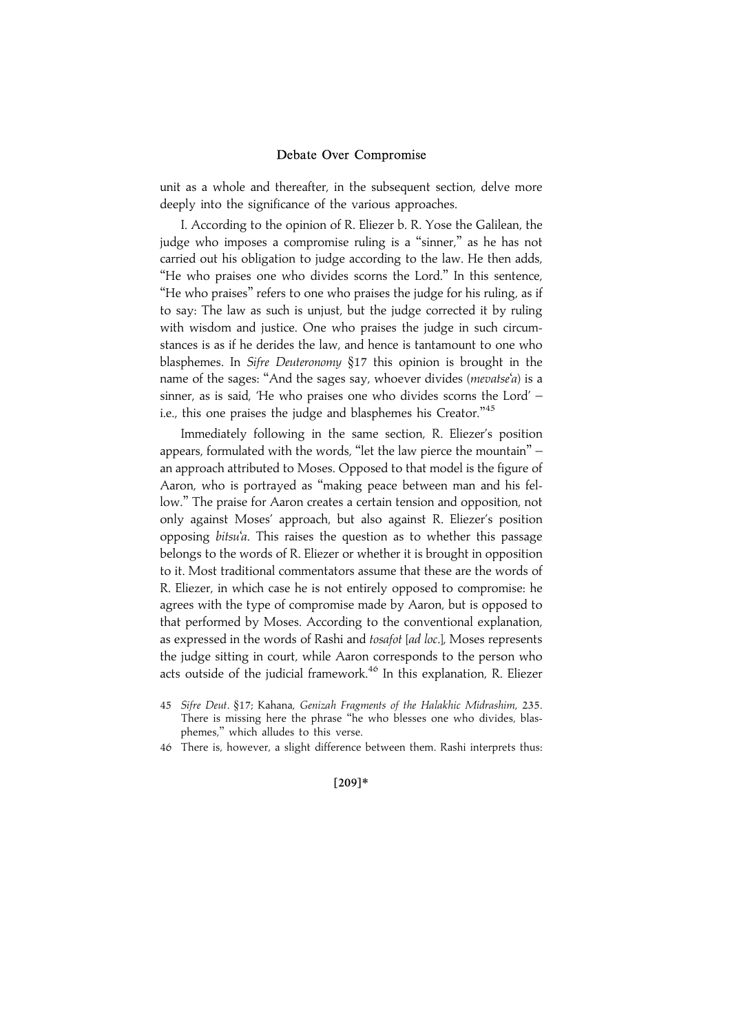unit as a whole and thereafter, in the subsequent section, delve more deeply into the significance of the various approaches.

I. According to the opinion of R. Eliezer b. R. Yose the Galilean, the judge who imposes a compromise ruling is a "sinner," as he has not carried out his obligation to judge according to the law. He then adds, "He who praises one who divides scorns the Lord." In this sentence, "He who praises" refers to one who praises the judge for his ruling, as if to say: The law as such is unjust, but the judge corrected it by ruling with wisdom and justice. One who praises the judge in such circumstances is as if he derides the law, and hence is tantamount to one who blasphemes. In *Sifre Deuteronomy* §17 this opinion is brought in the name of the sages: "And the sages say, whoever divides (*mevatse'a*) is a sinner, as is said, 'He who praises one who divides scorns the Lord' – i.e., this one praises the judge and blasphemes his Creator."[45]

Immediately following in the same section, R. Eliezer's position appears, formulated with the words, "let the law pierce the mountain" – an approach attributed to Moses. Opposed to that model is the figure of Aaron, who is portrayed as "making peace between man and his fellow." The praise for Aaron creates a certain tension and opposition, not only against Moses' approach, but also against R. Eliezer's position opposing *bitsu'a*. This raises the question as to whether this passage belongs to the words of R. Eliezer or whether it is brought in opposition to it. Most traditional commentators assume that these are the words of R. Eliezer, in which case he is not entirely opposed to compromise: he agrees with the type of compromise made by Aaron, but is opposed to that performed by Moses. According to the conventional explanation, as expressed in the words of Rashi and *tosafot* [*ad loc.*], Moses represents the judge sitting in court, while Aaron corresponds to the person who acts outside of the judicial framework.[46] In this explanation, R. Eliezer

45 *Sifre Deut*. §17; Kahana, *Genizah Fragments of the Halakhic Midrashim*, 235. There is missing here the phrase "he who blesses one who divides, blasphemes," which alludes to this verse.

46 There is, however, a slight difference between them. Rashi interprets thus: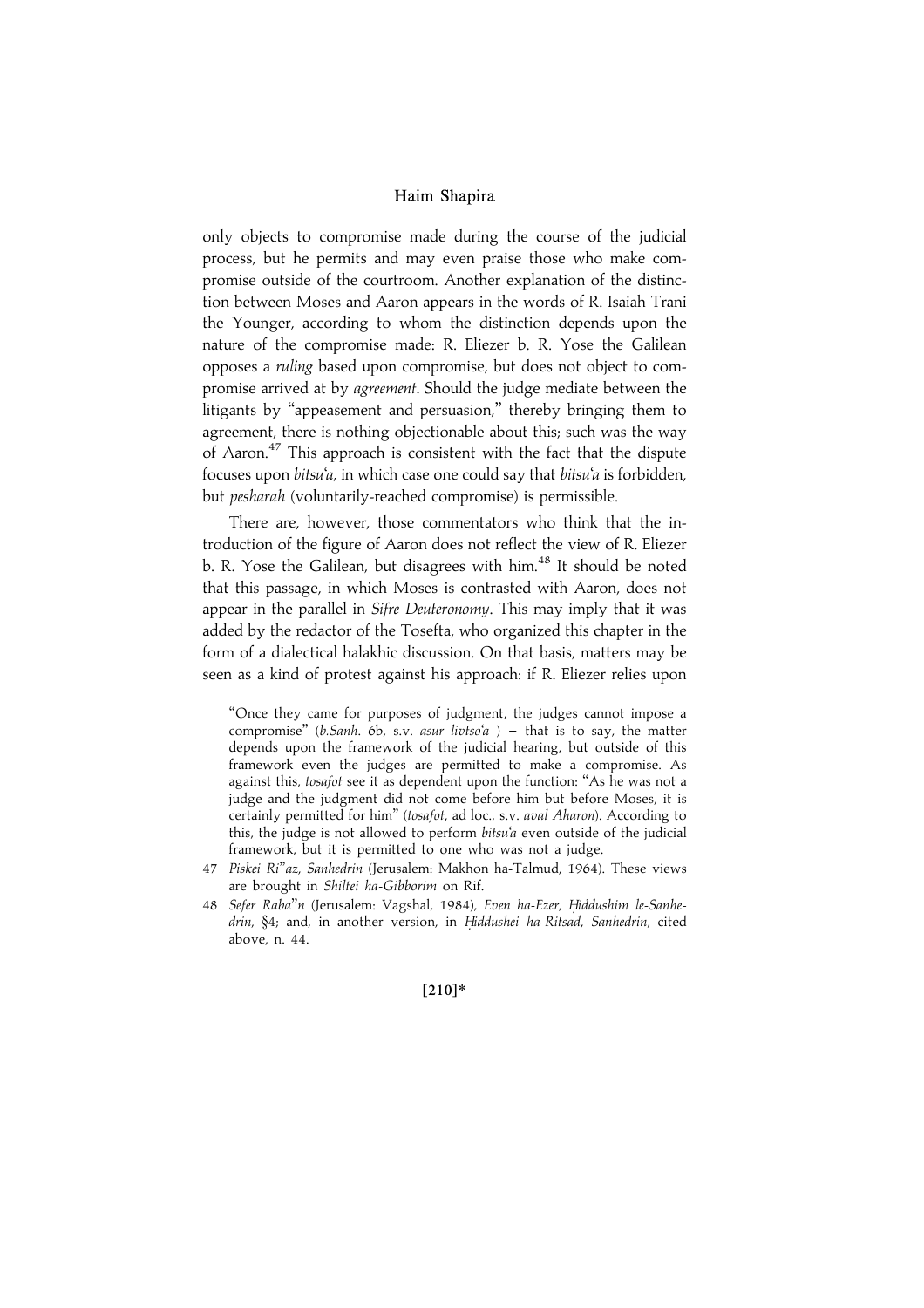only objects to compromise made during the course of the judicial process, but he permits and may even praise those who make compromise outside of the courtroom. Another explanation of the distinction between Moses and Aaron appears in the words of R. Isaiah Trani the Younger, according to whom the distinction depends upon the nature of the compromise made: R. Eliezer b. R. Yose the Galilean opposes a *ruling* based upon compromise, but does not object to compromise arrived at by *agreement*. Should the judge mediate between the litigants by "appeasement and persuasion," thereby bringing them to agreement, there is nothing objectionable about this; such was the way of Aaron.[47] This approach is consistent with the fact that the dispute focuses upon *bitsu'a,* in which case one could say that *bitsu'a* is forbidden, but *pesharah* (voluntarily-reached compromise) is permissible.

There are, however, those commentators who think that the introduction of the figure of Aaron does not reflect the view of R. Eliezer b. R. Yose the Galilean, but disagrees with him.[48] It should be noted that this passage, in which Moses is contrasted with Aaron, does not appear in the parallel in *Sifre Deuteronomy*. This may imply that it was added by the redactor of the Tosefta, who organized this chapter in the form of a dialectical halakhic discussion. On that basis, matters may be seen as a kind of protest against his approach: if R. Eliezer relies upon

"Once they came for purposes of judgment, the judges cannot impose a compromise" (*b.Sanh*. 6b, s.v. *asur livtso'a* ) – that is to say, the matter depends upon the framework of the judicial hearing, but outside of this framework even the judges are permitted to make a compromise. As against this, *tosafot* see it as dependent upon the function: "As he was not a judge and the judgment did not come before him but before Moses, it is certainly permitted for him" (*tosafot*, ad loc., s.v. *aval Aharon*). According to this, the judge is not allowed to perform *bitsu'a* even outside of the judicial framework, but it is permitted to one who was not a judge.

47 *Piskei Ri"az, Sanhedrin* (Jerusalem: Makhon ha-Talmud, 1964). These views are brought in *Shiltei ha-Gibborim* on Rif.

48 *Sefer Raba"n* (Jerusalem: Vagshal, 1984), *Even ha-Ezer, Ḥiddushim le-Sanhedrin,* §4; and, in another version, in *Ḥiddushei ha-Ritsad, Sanhedrin,* cited above, n. 44.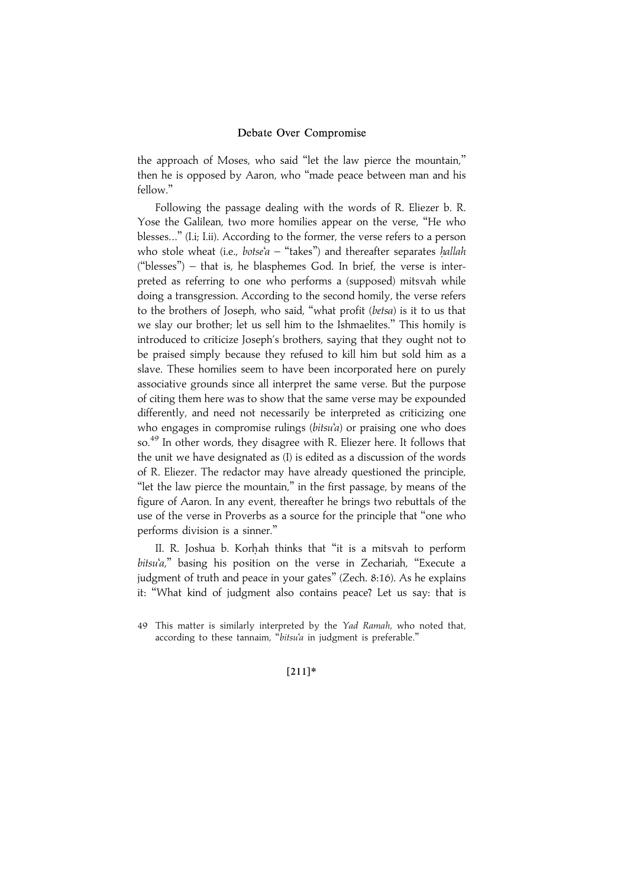the approach of Moses, who said "let the law pierce the mountain," then he is opposed by Aaron, who "made peace between man and his fellow."

Following the passage dealing with the words of R. Eliezer b. R. Yose the Galilean, two more homilies appear on the verse, "He who blesses..." (I.i; I.ii). According to the former, the verse refers to a person who stole wheat (i.e., *botse'a* – "takes") and thereafter separates *ḥallah* ("blesses") – that is, he blasphemes God. In brief, the verse is interpreted as referring to one who performs a (supposed) mitsvah while doing a transgression. According to the second homily, the verse refers to the brothers of Joseph, who said, "what profit (*betsa*) is it to us that we slay our brother; let us sell him to the Ishmaelites." This homily is introduced to criticize Joseph's brothers, saying that they ought not to be praised simply because they refused to kill him but sold him as a slave. These homilies seem to have been incorporated here on purely associative grounds since all interpret the same verse. But the purpose of citing them here was to show that the same verse may be expounded differently, and need not necessarily be interpreted as criticizing one who engages in compromise rulings (*bitsu'a*) or praising one who does so.[49] In other words, they disagree with R. Eliezer here. It follows that the unit we have designated as (I) is edited as a discussion of the words of R. Eliezer. The redactor may have already questioned the principle, "let the law pierce the mountain," in the first passage, by means of the figure of Aaron. In any event, thereafter he brings two rebuttals of the use of the verse in Proverbs as a source for the principle that "one who performs division is a sinner."

II. R. Joshua b. Korḥah thinks that "it is a mitsvah to perform *bitsu'a*," basing his position on the verse in Zechariah, "Execute a judgment of truth and peace in your gates" (Zech. 8:16). As he explains it: "What kind of judgment also contains peace? Let us say: that is

49 This matter is similarly interpreted by the *Yad Ramah*, who noted that, according to these tannaim, "*bitsu'a* in judgment is preferable."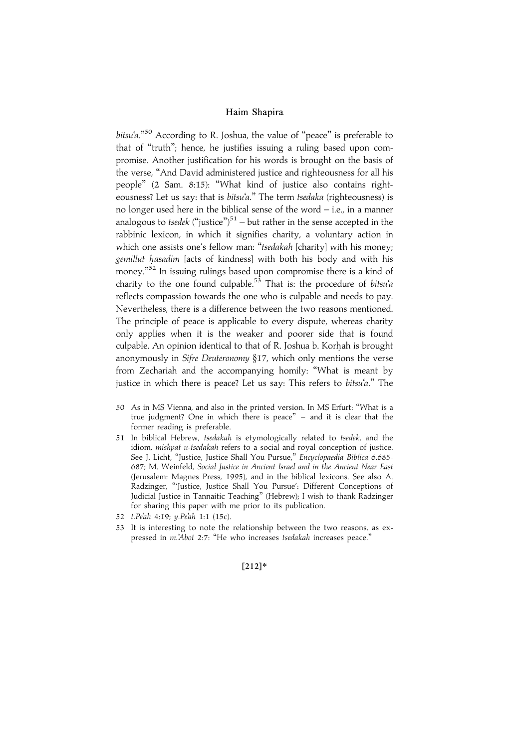*bitsu'a*."[50] According to R. Joshua, the value of "peace" is preferable to that of "truth"; hence, he justifies issuing a ruling based upon compromise. Another justification for his words is brought on the basis of the verse, "And David administered justice and righteousness for all his people" (2 Sam. 8:15): "What kind of justice also contains righteousness? Let us say: that is *bitsu'a*." The term *tsedaka* (righteousness) is no longer used here in the biblical sense of the word – i.e., in a manner analogous to *tsedek* ("justice")[51] – but rather in the sense accepted in the rabbinic lexicon, in which it signifies charity, a voluntary action in which one assists one's fellow man: "*tsedakah* [charity] with his money; *gemillut ḥasadim* [acts of kindness] with both his body and with his money."[52] In issuing rulings based upon compromise there is a kind of charity to the one found culpable.[53] That is: the procedure of *bitsu'a* reflects compassion towards the one who is culpable and needs to pay. Nevertheless, there is a difference between the two reasons mentioned. The principle of peace is applicable to every dispute, whereas charity only applies when it is the weaker and poorer side that is found culpable. An opinion identical to that of R. Joshua b. Korḥah is brought anonymously in *Sifre Deuteronomy* §17, which only mentions the verse from Zechariah and the accompanying homily: "What is meant by justice in which there is peace? Let us say: This refers to *bitsu'a*." The

50 As in MS Vienna, and also in the printed version. In MS Erfurt: "What is a true judgment? One in which there is peace" – and it is clear that the former reading is preferable.

51 In biblical Hebrew, *tsedakah* is etymologically related to *tsedek*, and the idiom, *mishpat u-tsedakah* refers to a social and royal conception of justice. See J. Licht, "Justice, Justice Shall You Pursue," *Encyclopaedia Biblica* 6.685-687; M. Weinfeld, *Social Justice in Ancient Israel and in the Ancient Near East* (Jerusalem: Magnes Press, 1995), and in the biblical lexicons. See also A. Radzinger, "'Justice, Justice Shall You Pursue': Different Conceptions of Judicial Justice in Tannaitic Teaching" (Hebrew); I wish to thank Radzinger for sharing this paper with me prior to its publication.

52 *t.Pe'ah* 4:19; *y.Pe'ah* 1:1 (15c).

53 It is interesting to note the relationship between the two reasons, as expressed in *m.'Abot* 2:7: "He who increases *tsedakah* increases peace."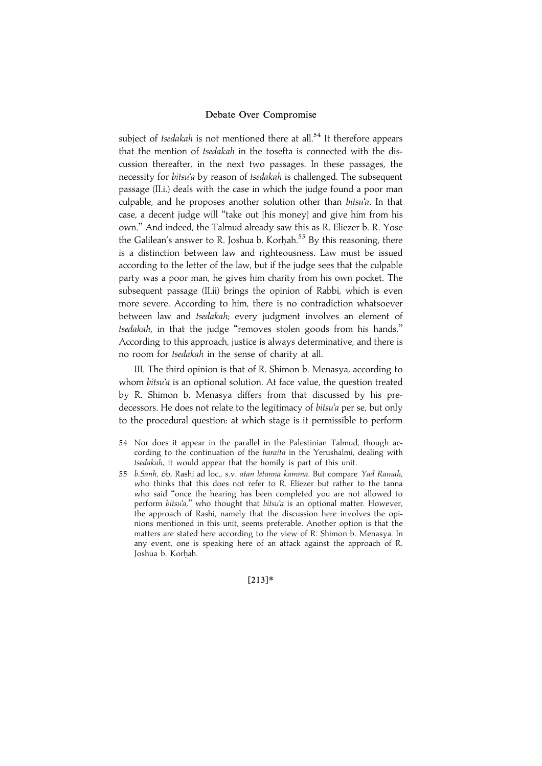subject of *tsedakah* is not mentioned there at all.[54] It therefore appears that the mention of *tsedakah* in the tosefta is connected with the discussion thereafter, in the next two passages. In these passages, the necessity for *bitsu'a* by reason of *tsedakah* is challenged. The subsequent passage (II.i.) deals with the case in which the judge found a poor man culpable, and he proposes another solution other than *bitsu'a*. In that case, a decent judge will "take out [his money] and give him from his own." And indeed, the Talmud already saw this as R. Eliezer b. R. Yose the Galilean's answer to R. Joshua b. Korḥah.[55] By this reasoning, there is a distinction between law and righteousness. Law must be issued according to the letter of the law, but if the judge sees that the culpable party was a poor man, he gives him charity from his own pocket. The subsequent passage (II.ii) brings the opinion of Rabbi, which is even more severe. According to him, there is no contradiction whatsoever between law and *tsedakah*; every judgment involves an element of *tsedakah*, in that the judge "removes stolen goods from his hands." According to this approach, justice is always determinative, and there is no room for *tsedakah* in the sense of charity at all.

III. The third opinion is that of R. Shimon b. Menasya, according to whom *bitsu'a* is an optional solution. At face value, the question treated by R. Shimon b. Menasya differs from that discussed by his predecessors. He does not relate to the legitimacy of *bitsu'a* per se, but only to the procedural question: at which stage is it permissible to perform

54 Nor does it appear in the parallel in the Palestinian Talmud, though according to the continuation of the *baraita* in the Yerushalmi, dealing with *tsedakah*, it would appear that the homily is part of this unit.

55 *b.Sanh.* 6b, Rashi ad loc., s.v. *atan letanna kamma*. But compare *Yad Ramah*, who thinks that this does not refer to R. Eliezer but rather to the tanna who said "once the hearing has been completed you are not allowed to perform *bitsu'a*," who thought that *bitsu'a* is an optional matter. However, the approach of Rashi, namely that the discussion here involves the opinions mentioned in this unit, seems preferable. Another option is that the matters are stated here according to the view of R. Shimon b. Menasya. In any event, one is speaking here of an attack against the approach of R. Joshua b. Korḥah.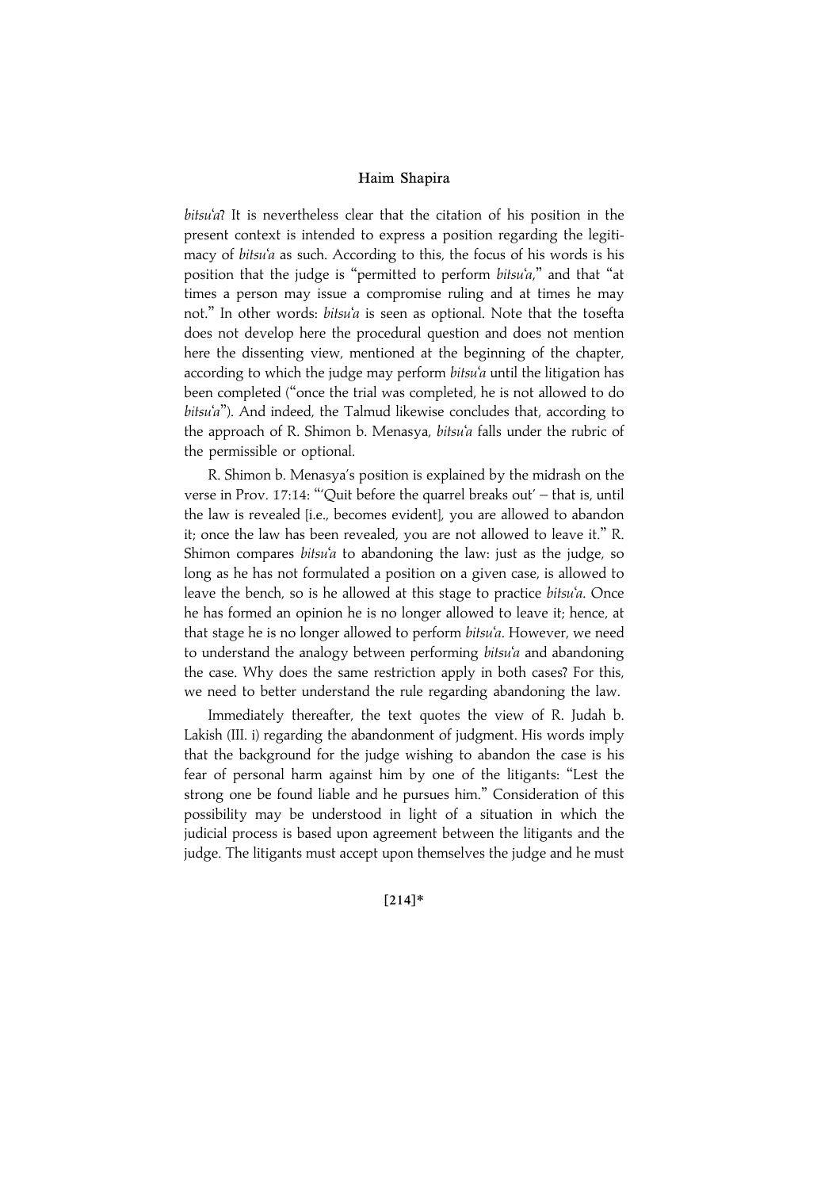*bitsu'a*? It is nevertheless clear that the citation of his position in the present context is intended to express a position regarding the legitimacy of *bitsu'a* as such. According to this, the focus of his words is his position that the judge is "permitted to perform *bitsu'a*," and that "at times a person may issue a compromise ruling and at times he may not." In other words: *bitsu'a* is seen as optional. Note that the tosefta does not develop here the procedural question and does not mention here the dissenting view, mentioned at the beginning of the chapter, according to which the judge may perform *bitsu'a* until the litigation has been completed ("once the trial was completed, he is not allowed to do *bitsu'a*"). And indeed, the Talmud likewise concludes that, according to the approach of R. Shimon b. Menasya, *bitsu'a* falls under the rubric of the permissible or optional.

R. Shimon b. Menasya's position is explained by the midrash on the verse in Prov. 17:14: "'Quit before the quarrel breaks out' – that is, until the law is revealed [i.e., becomes evident], you are allowed to abandon it; once the law has been revealed, you are not allowed to leave it." R. Shimon compares *bitsu'a* to abandoning the law: just as the judge, so long as he has not formulated a position on a given case, is allowed to leave the bench, so is he allowed at this stage to practice *bitsu'a*. Once he has formed an opinion he is no longer allowed to leave it; hence, at that stage he is no longer allowed to perform *bitsu'a*. However, we need to understand the analogy between performing *bitsu'a* and abandoning the case. Why does the same restriction apply in both cases? For this, we need to better understand the rule regarding abandoning the law.

Immediately thereafter, the text quotes the view of R. Judah b. Lakish (III. i) regarding the abandonment of judgment. His words imply that the background for the judge wishing to abandon the case is his fear of personal harm against him by one of the litigants: "Lest the strong one be found liable and he pursues him." Consideration of this possibility may be understood in light of a situation in which the judicial process is based upon agreement between the litigants and the judge. The litigants must accept upon themselves the judge and he must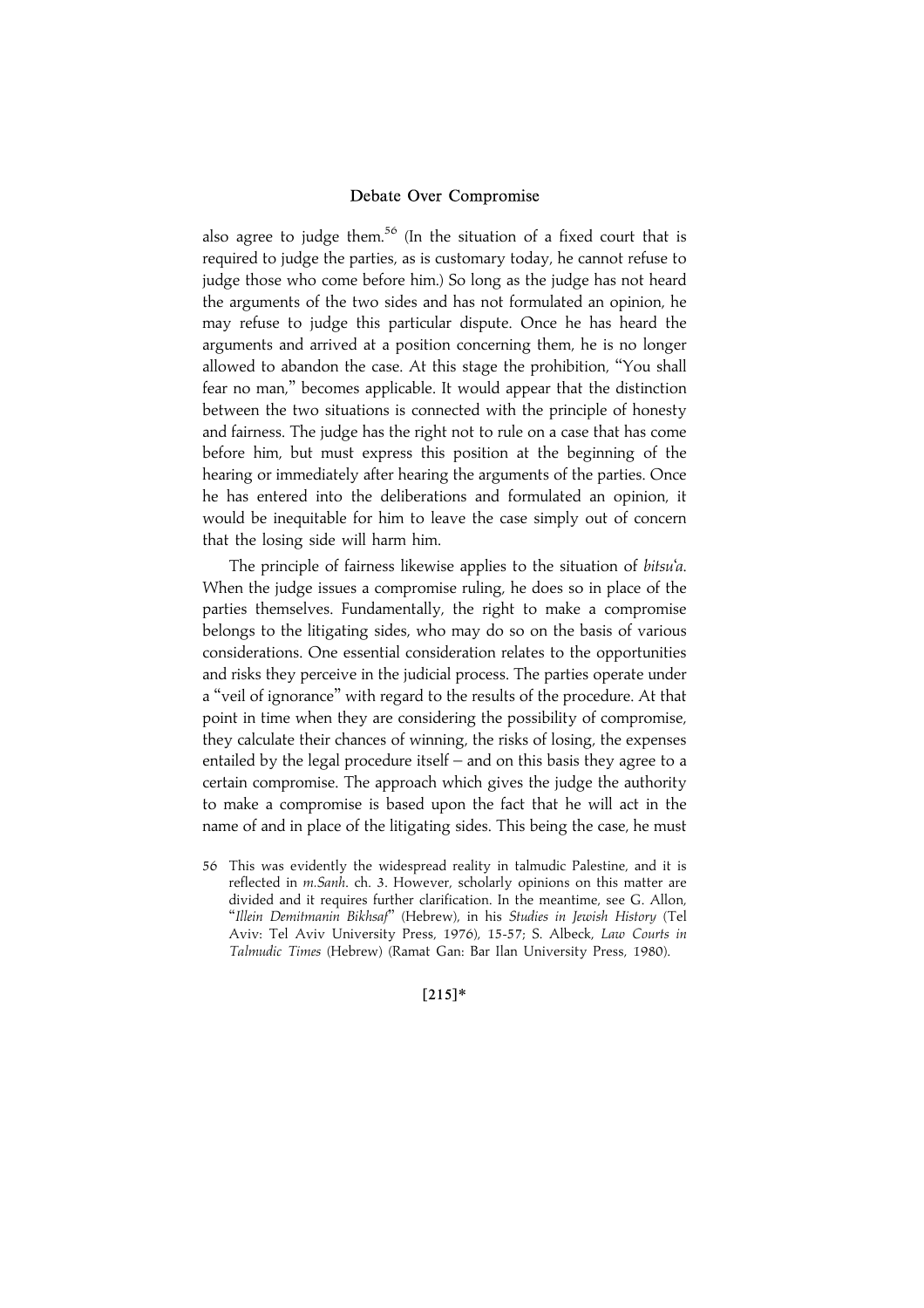also agree to judge them.[56] (In the situation of a fixed court that is required to judge the parties, as is customary today, he cannot refuse to judge those who come before him.) So long as the judge has not heard the arguments of the two sides and has not formulated an opinion, he may refuse to judge this particular dispute. Once he has heard the arguments and arrived at a position concerning them, he is no longer allowed to abandon the case. At this stage the prohibition, "You shall fear no man," becomes applicable. It would appear that the distinction between the two situations is connected with the principle of honesty and fairness. The judge has the right not to rule on a case that has come before him, but must express this position at the beginning of the hearing or immediately after hearing the arguments of the parties. Once he has entered into the deliberations and formulated an opinion, it would be inequitable for him to leave the case simply out of concern that the losing side will harm him.

The principle of fairness likewise applies to the situation of *bitsu'a*. When the judge issues a compromise ruling, he does so in place of the parties themselves. Fundamentally, the right to make a compromise belongs to the litigating sides, who may do so on the basis of various considerations. One essential consideration relates to the opportunities and risks they perceive in the judicial process. The parties operate under a "veil of ignorance" with regard to the results of the procedure. At that point in time when they are considering the possibility of compromise, they calculate their chances of winning, the risks of losing, the expenses entailed by the legal procedure itself – and on this basis they agree to a certain compromise. The approach which gives the judge the authority to make a compromise is based upon the fact that he will act in the name of and in place of the litigating sides. This being the case, he must

56 This was evidently the widespread reality in talmudic Palestine, and it is reflected in *m.Sanh*. ch. 3. However, scholarly opinions on this matter are divided and it requires further clarification. In the meantime, see G. Allon, "*Illein Demitmanin Bikhsaf*" (Hebrew), in his *Studies in Jewish History* (Tel Aviv: Tel Aviv University Press, 1976), 15-57; S. Albeck, *Law Courts in Talmudic Times* (Hebrew) (Ramat Gan: Bar Ilan University Press, 1980).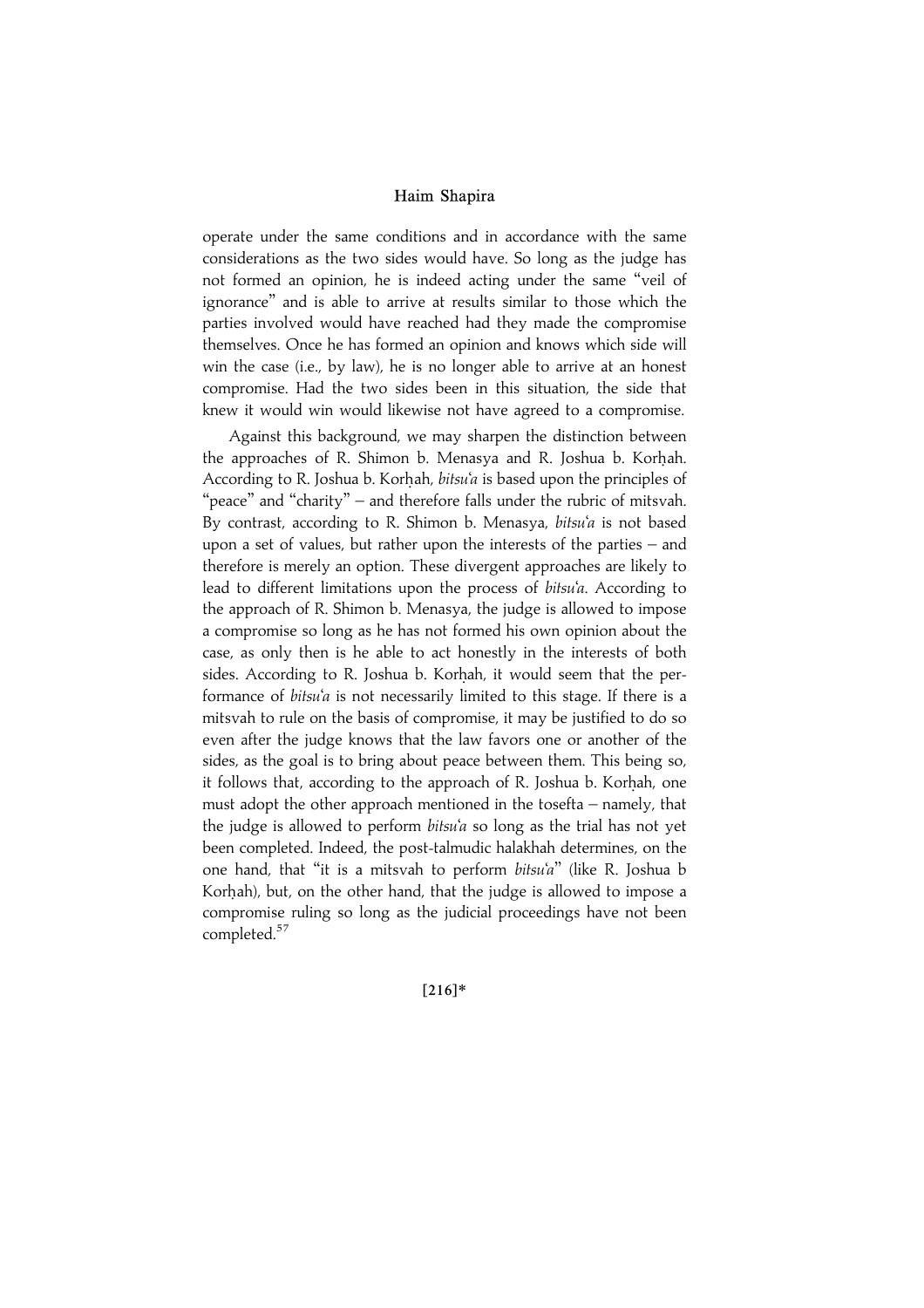operate under the same conditions and in accordance with the same considerations as the two sides would have. So long as the judge has not formed an opinion, he is indeed acting under the same "veil of ignorance" and is able to arrive at results similar to those which the parties involved would have reached had they made the compromise themselves. Once he has formed an opinion and knows which side will win the case (i.e., by law), he is no longer able to arrive at an honest compromise. Had the two sides been in this situation, the side that knew it would win would likewise not have agreed to a compromise.

Against this background, we may sharpen the distinction between the approaches of R. Shimon b. Menasya and R. Joshua b. Korḥah. According to R. Joshua b. Korḥah, *bitsu'a* is based upon the principles of "peace" and "charity" – and therefore falls under the rubric of mitsvah. By contrast, according to R. Shimon b. Menasya, *bitsu'a* is not based upon a set of values, but rather upon the interests of the parties – and therefore is merely an option. These divergent approaches are likely to lead to different limitations upon the process of *bitsu'a*. According to the approach of R. Shimon b. Menasya, the judge is allowed to impose a compromise so long as he has not formed his own opinion about the case, as only then is he able to act honestly in the interests of both sides. According to R. Joshua b. Korḥah, it would seem that the performance of *bitsu'a* is not necessarily limited to this stage. If there is a mitsvah to rule on the basis of compromise, it may be justified to do so even after the judge knows that the law favors one or another of the sides, as the goal is to bring about peace between them. This being so, it follows that, according to the approach of R. Joshua b. Korḥah, one must adopt the other approach mentioned in the tosefta – namely, that the judge is allowed to perform *bitsu'a* so long as the trial has not yet been completed. Indeed, the post-talmudic halakhah determines, on the one hand, that "it is a mitsvah to perform *bitsu'a*" (like R. Joshua b Korḥah), but, on the other hand, that the judge is allowed to impose a compromise ruling so long as the judicial proceedings have not been completed.[57]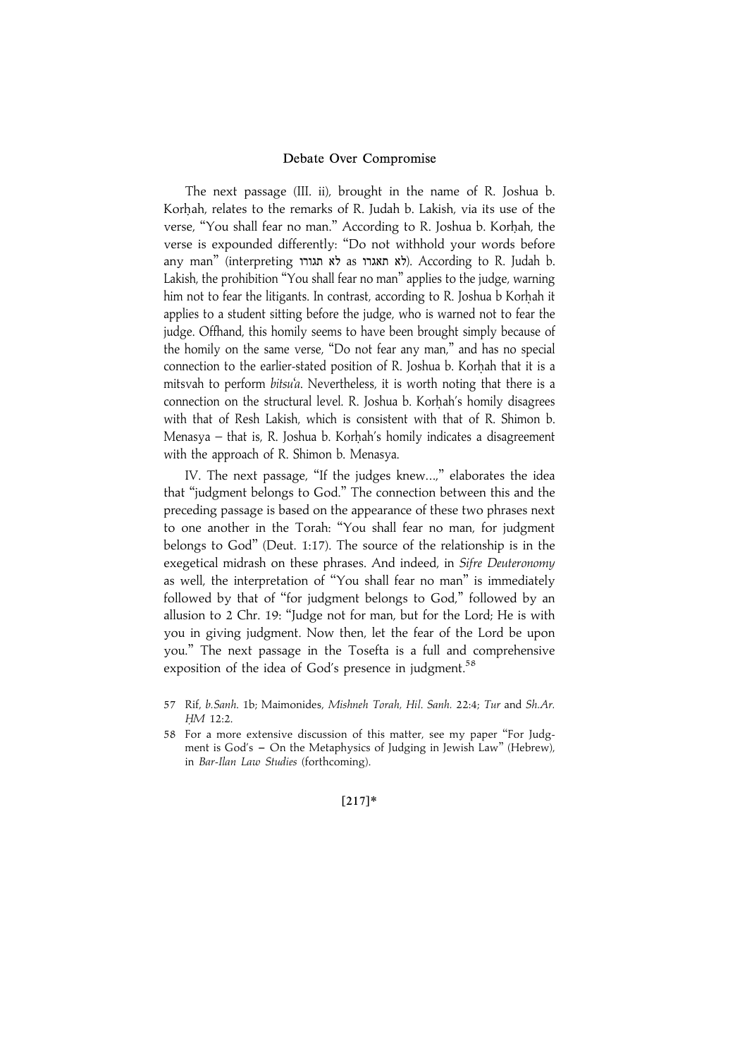The next passage (III. ii), brought in the name of R. Joshua b. Korḥah, relates to the remarks of R. Judah b. Lakish, via its use of the verse, "You shall fear no man." According to R. Joshua b. Korḥah, the verse is expounded differently: "Do not withhold your words before any man" (interpreting לא תגורו as לא תאגרו). According to R. Judah b. Lakish, the prohibition "You shall fear no man" applies to the judge, warning him not to fear the litigants. In contrast, according to R. Joshua b Korḥah it applies to a student sitting before the judge, who is warned not to fear the judge. Offhand, this homily seems to have been brought simply because of the homily on the same verse, "Do not fear any man," and has no special connection to the earlier-stated position of R. Joshua b. Korḥah that it is a mitsvah to perform *bitsu'a*. Nevertheless, it is worth noting that there is a connection on the structural level. R. Joshua b. Korḥah's homily disagrees with that of Resh Lakish, which is consistent with that of R. Shimon b. Menasya – that is, R. Joshua b. Korḥah's homily indicates a disagreement with the approach of R. Shimon b. Menasya.

IV. The next passage, "If the judges knew...," elaborates the idea that "judgment belongs to God." The connection between this and the preceding passage is based on the appearance of these two phrases next to one another in the Torah: "You shall fear no man, for judgment belongs to God" (Deut. 1:17). The source of the relationship is in the exegetical midrash on these phrases. And indeed, in *Sifre Deuteronomy* as well, the interpretation of "You shall fear no man" is immediately followed by that of "for judgment belongs to God," followed by an allusion to 2 Chr. 19: "Judge not for man, but for the Lord; He is with you in giving judgment. Now then, let the fear of the Lord be upon you." The next passage in the Tosefta is a full and comprehensive exposition of the idea of God's presence in judgment.[58]

57 Rif, *b.Sanh.* 1b; Maimonides, *Mishneh Torah, Hil. Sanh.* 22:4; *Tur* and *Sh.Ar. ḤM* 12:2.

58 For a more extensive discussion of this matter, see my paper "For Judgment is God's – On the Metaphysics of Judging in Jewish Law" (Hebrew), in *Bar-Ilan Law Studies* (forthcoming).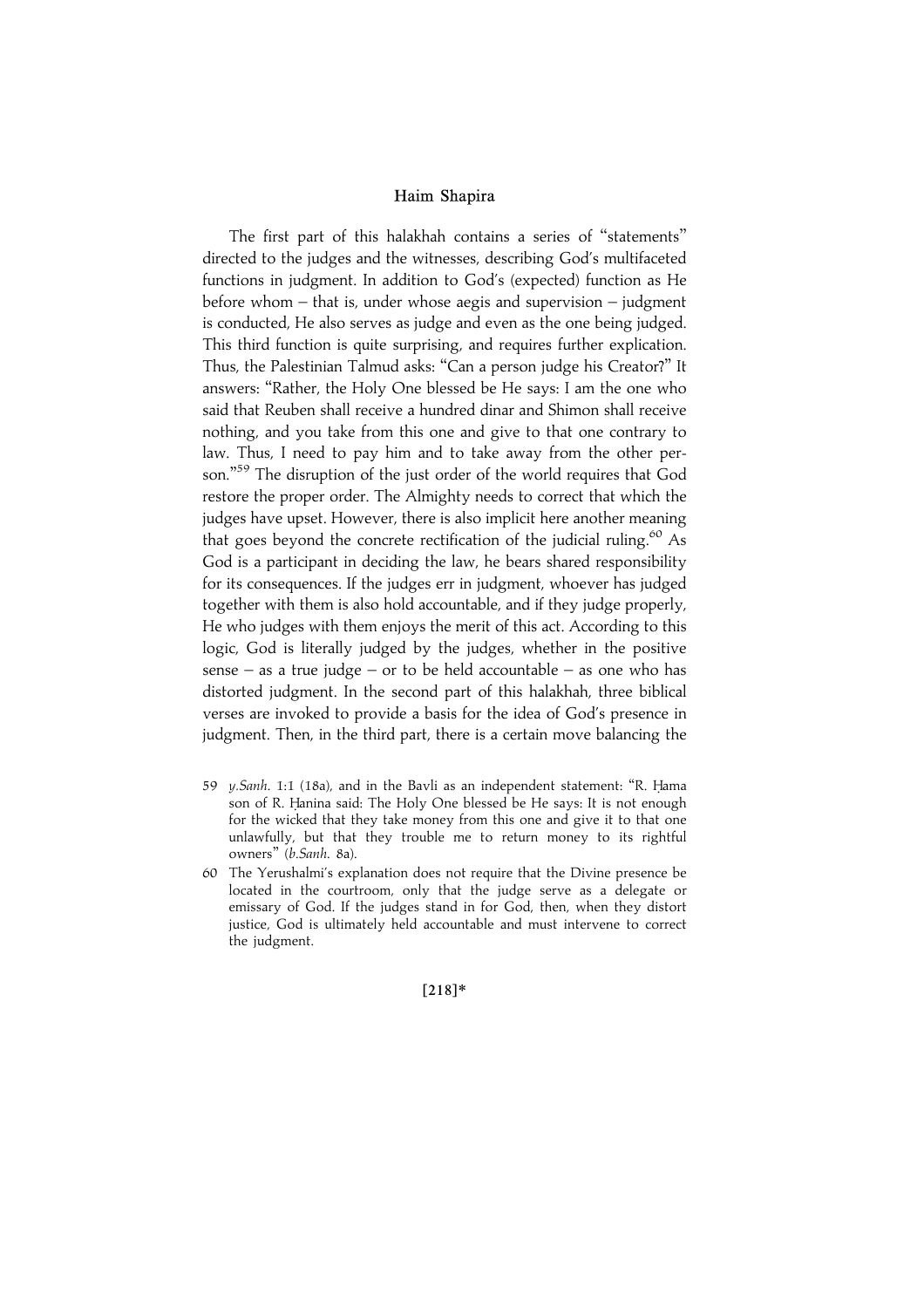The first part of this halakhah contains a series of "statements" directed to the judges and the witnesses, describing God's multifaceted functions in judgment. In addition to God's (expected) function as He before whom – that is, under whose aegis and supervision – judgment is conducted, He also serves as judge and even as the one being judged. This third function is quite surprising, and requires further explication. Thus, the Palestinian Talmud asks: "Can a person judge his Creator?" It answers: "Rather, the Holy One blessed be He says: I am the one who said that Reuben shall receive a hundred dinar and Shimon shall receive nothing, and you take from this one and give to that one contrary to law. Thus, I need to pay him and to take away from the other person."[59] The disruption of the just order of the world requires that God restore the proper order. The Almighty needs to correct that which the judges have upset. However, there is also implicit here another meaning that goes beyond the concrete rectification of the judicial ruling.[60] As God is a participant in deciding the law, he bears shared responsibility for its consequences. If the judges err in judgment, whoever has judged together with them is also hold accountable, and if they judge properly, He who judges with them enjoys the merit of this act. According to this logic, God is literally judged by the judges, whether in the positive sense – as a true judge – or to be held accountable – as one who has distorted judgment. In the second part of this halakhah, three biblical verses are invoked to provide a basis for the idea of God's presence in judgment. Then, in the third part, there is a certain move balancing the

59 *y.Sanh.* 1:1 (18a), and in the Bavli as an independent statement: "R. Ḥama son of R. Ḥanina said: The Holy One blessed be He says: It is not enough for the wicked that they take money from this one and give it to that one unlawfully, but that they trouble me to return money to its rightful owners" (*b.Sanh.* 8a).

60 The Yerushalmi's explanation does not require that the Divine presence be located in the courtroom, only that the judge serve as a delegate or emissary of God. If the judges stand in for God, then, when they distort justice, God is ultimately held accountable and must intervene to correct the judgment.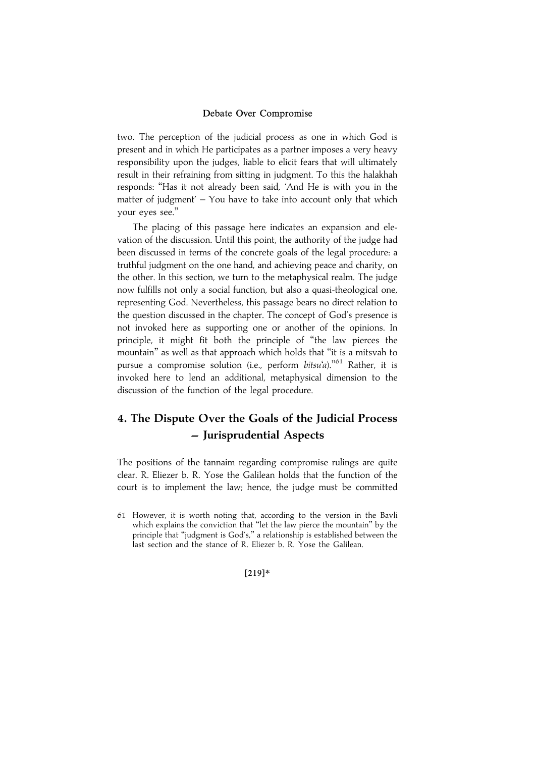two. The perception of the judicial process as one in which God is present and in which He participates as a partner imposes a very heavy responsibility upon the judges, liable to elicit fears that will ultimately result in their refraining from sitting in judgment. To this the halakhah responds: "Has it not already been said, 'And He is with you in the matter of judgment' – You have to take into account only that which your eyes see."

The placing of this passage here indicates an expansion and elevation of the discussion. Until this point, the authority of the judge had been discussed in terms of the concrete goals of the legal procedure: a truthful judgment on the one hand, and achieving peace and charity, on the other. In this section, we turn to the metaphysical realm. The judge now fulfills not only a social function, but also a quasi-theological one, representing God. Nevertheless, this passage bears no direct relation to the question discussed in the chapter. The concept of God's presence is not invoked here as supporting one or another of the opinions. In principle, it might fit both the principle of "the law pierces the mountain" as well as that approach which holds that "it is a mitsvah to pursue a compromise solution (i.e., perform *bitsu'a*)."[61] Rather, it is invoked here to lend an additional, metaphysical dimension to the discussion of the function of the legal procedure.

## 4. The Dispute Over the Goals of the Judicial Process – Jurisprudential Aspects

The positions of the tannaim regarding compromise rulings are quite clear. R. Eliezer b. R. Yose the Galilean holds that the function of the court is to implement the law; hence, the judge must be committed

61 However, it is worth noting that, according to the version in the Bavli which explains the conviction that "let the law pierce the mountain" by the principle that "judgment is God's," a relationship is established between the last section and the stance of R. Eliezer b. R. Yose the Galilean.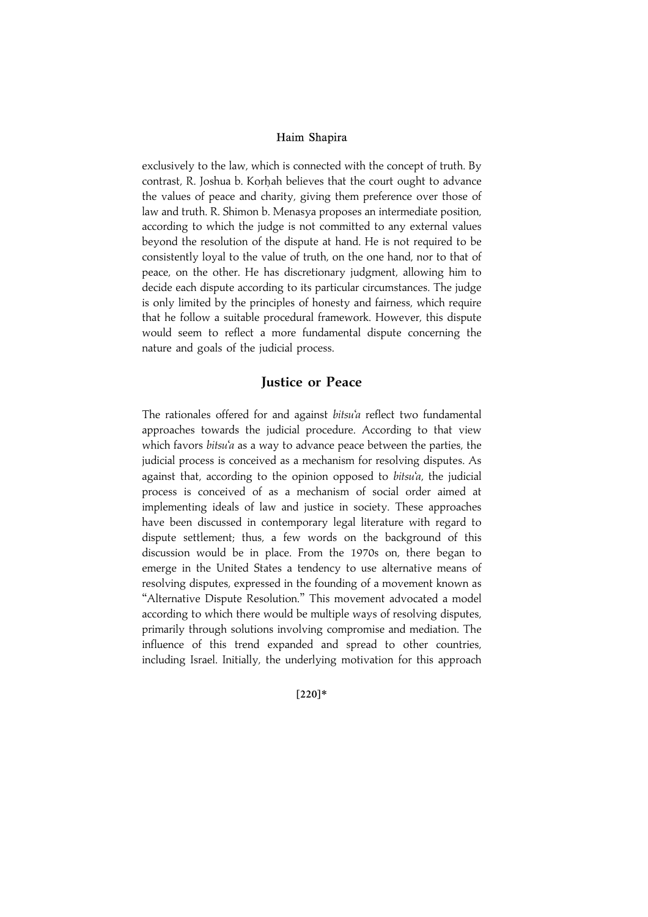exclusively to the law, which is connected with the concept of truth. By contrast, R. Joshua b. Korḥah believes that the court ought to advance the values of peace and charity, giving them preference over those of law and truth. R. Shimon b. Menasya proposes an intermediate position, according to which the judge is not committed to any external values beyond the resolution of the dispute at hand. He is not required to be consistently loyal to the value of truth, on the one hand, nor to that of peace, on the other. He has discretionary judgment, allowing him to decide each dispute according to its particular circumstances. The judge is only limited by the principles of honesty and fairness, which require that he follow a suitable procedural framework. However, this dispute would seem to reflect a more fundamental dispute concerning the nature and goals of the judicial process.

## Justice or Peace

The rationales offered for and against *bitsu'a* reflect two fundamental approaches towards the judicial procedure. According to that view which favors *bitsu'a* as a way to advance peace between the parties, the judicial process is conceived as a mechanism for resolving disputes. As against that, according to the opinion opposed to *bitsu'a*, the judicial process is conceived of as a mechanism of social order aimed at implementing ideals of law and justice in society. These approaches have been discussed in contemporary legal literature with regard to dispute settlement; thus, a few words on the background of this discussion would be in place. From the 1970s on, there began to emerge in the United States a tendency to use alternative means of resolving disputes, expressed in the founding of a movement known as "Alternative Dispute Resolution." This movement advocated a model according to which there would be multiple ways of resolving disputes, primarily through solutions involving compromise and mediation. The influence of this trend expanded and spread to other countries, including Israel. Initially, the underlying motivation for this approach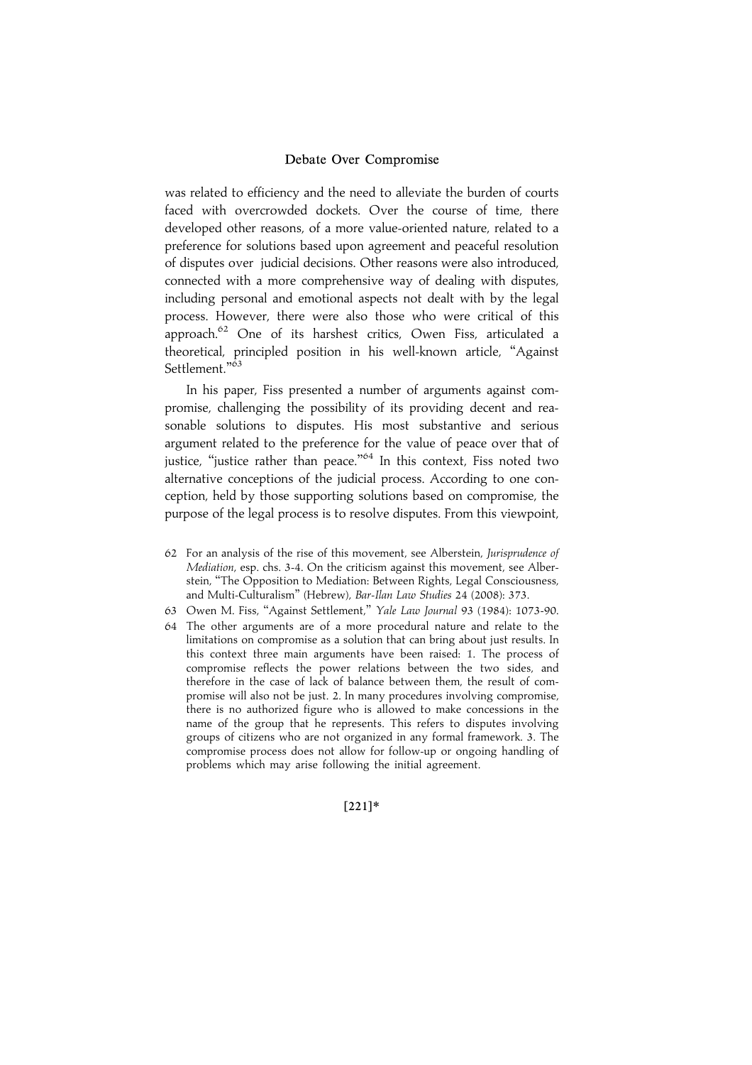was related to efficiency and the need to alleviate the burden of courts faced with overcrowded dockets. Over the course of time, there developed other reasons, of a more value-oriented nature, related to a preference for solutions based upon agreement and peaceful resolution of disputes over judicial decisions. Other reasons were also introduced, connected with a more comprehensive way of dealing with disputes, including personal and emotional aspects not dealt with by the legal process. However, there were also those who were critical of this approach.[62] One of its harshest critics, Owen Fiss, articulated a theoretical, principled position in his well-known article, "Against Settlement."[63]

In his paper, Fiss presented a number of arguments against compromise, challenging the possibility of its providing decent and reasonable solutions to disputes. His most substantive and serious argument related to the preference for the value of peace over that of justice, "justice rather than peace."[64] In this context, Fiss noted two alternative conceptions of the judicial process. According to one conception, held by those supporting solutions based on compromise, the purpose of the legal process is to resolve disputes. From this viewpoint,

62 For an analysis of the rise of this movement, see Alberstein, *Jurisprudence of Mediation*, esp. chs. 3-4. On the criticism against this movement, see Alberstein, "The Opposition to Mediation: Between Rights, Legal Consciousness, and Multi-Culturalism" (Hebrew), *Bar-Ilan Law Studies* 24 (2008): 373.

63 Owen M. Fiss, "Against Settlement," *Yale Law Journal* 93 (1984): 1073-90.

64 The other arguments are of a more procedural nature and relate to the limitations on compromise as a solution that can bring about just results. In this context three main arguments have been raised: 1. The process of compromise reflects the power relations between the two sides, and therefore in the case of lack of balance between them, the result of compromise will also not be just. 2. In many procedures involving compromise, there is no authorized figure who is allowed to make concessions in the name of the group that he represents. This refers to disputes involving groups of citizens who are not organized in any formal framework. 3. The compromise process does not allow for follow-up or ongoing handling of problems which may arise following the initial agreement.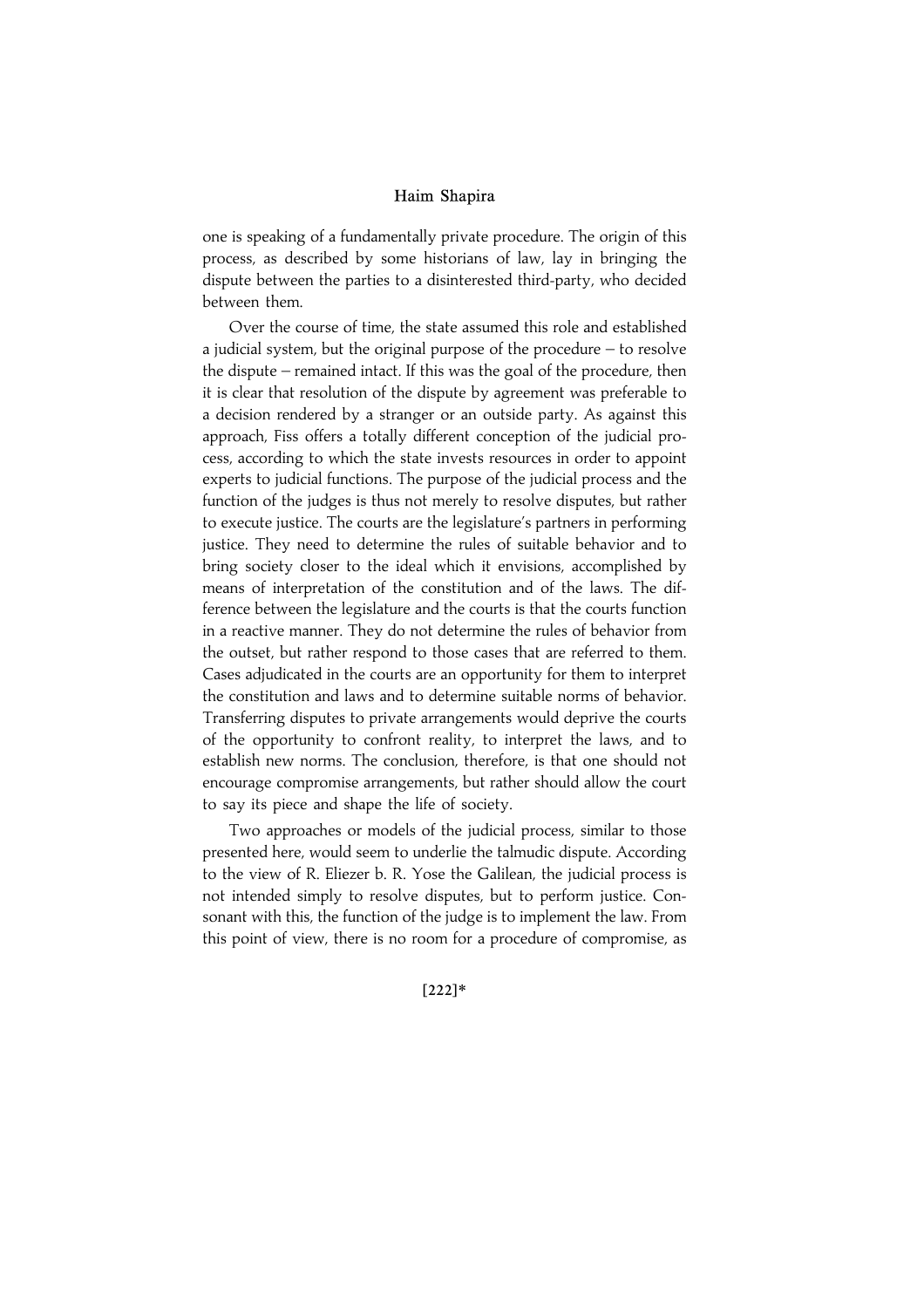one is speaking of a fundamentally private procedure. The origin of this process, as described by some historians of law, lay in bringing the dispute between the parties to a disinterested third-party, who decided between them.

Over the course of time, the state assumed this role and established a judicial system, but the original purpose of the procedure – to resolve the dispute – remained intact. If this was the goal of the procedure, then it is clear that resolution of the dispute by agreement was preferable to a decision rendered by a stranger or an outside party. As against this approach, Fiss offers a totally different conception of the judicial process, according to which the state invests resources in order to appoint experts to judicial functions. The purpose of the judicial process and the function of the judges is thus not merely to resolve disputes, but rather to execute justice. The courts are the legislature's partners in performing justice. They need to determine the rules of suitable behavior and to bring society closer to the ideal which it envisions, accomplished by means of interpretation of the constitution and of the laws. The difference between the legislature and the courts is that the courts function in a reactive manner. They do not determine the rules of behavior from the outset, but rather respond to those cases that are referred to them. Cases adjudicated in the courts are an opportunity for them to interpret the constitution and laws and to determine suitable norms of behavior. Transferring disputes to private arrangements would deprive the courts of the opportunity to confront reality, to interpret the laws, and to establish new norms. The conclusion, therefore, is that one should not encourage compromise arrangements, but rather should allow the court to say its piece and shape the life of society.

Two approaches or models of the judicial process, similar to those presented here, would seem to underlie the talmudic dispute. According to the view of R. Eliezer b. R. Yose the Galilean, the judicial process is not intended simply to resolve disputes, but to perform justice. Consonant with this, the function of the judge is to implement the law. From this point of view, there is no room for a procedure of compromise, as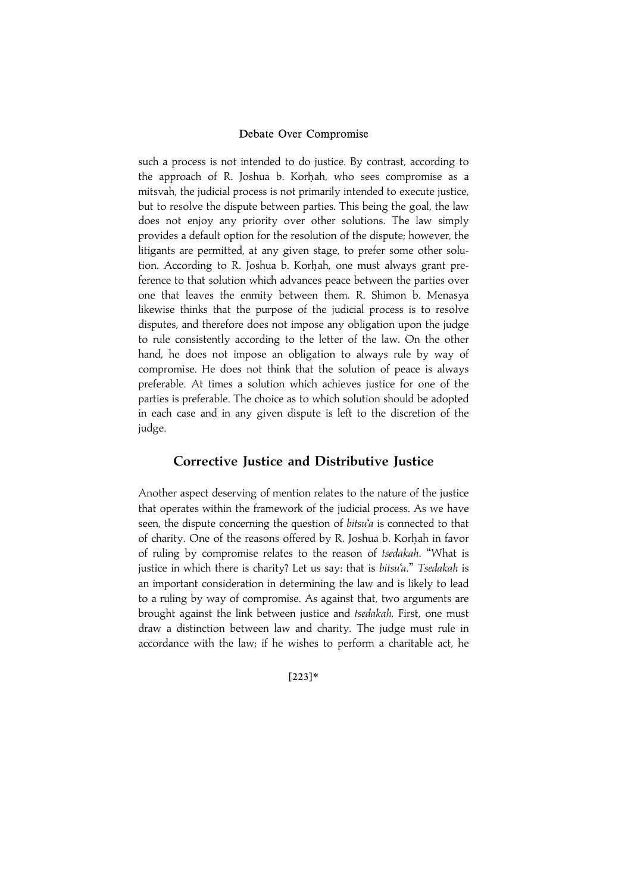such a process is not intended to do justice. By contrast, according to the approach of R. Joshua b. Korḥah, who sees compromise as a mitsvah, the judicial process is not primarily intended to execute justice, but to resolve the dispute between parties. This being the goal, the law does not enjoy any priority over other solutions. The law simply provides a default option for the resolution of the dispute; however, the litigants are permitted, at any given stage, to prefer some other solution. According to R. Joshua b. Korḥah, one must always grant preference to that solution which advances peace between the parties over one that leaves the enmity between them. R. Shimon b. Menasya likewise thinks that the purpose of the judicial process is to resolve disputes, and therefore does not impose any obligation upon the judge to rule consistently according to the letter of the law. On the other hand, he does not impose an obligation to always rule by way of compromise. He does not think that the solution of peace is always preferable. At times a solution which achieves justice for one of the parties is preferable. The choice as to which solution should be adopted in each case and in any given dispute is left to the discretion of the judge.

## Corrective Justice and Distributive Justice

Another aspect deserving of mention relates to the nature of the justice that operates within the framework of the judicial process. As we have seen, the dispute concerning the question of *bitsu'a* is connected to that of charity. One of the reasons offered by R. Joshua b. Korḥah in favor of ruling by compromise relates to the reason of *tsedakah*. "What is justice in which there is charity? Let us say: that is *bitsu'a*." *Tsedakah* is an important consideration in determining the law and is likely to lead to a ruling by way of compromise. As against that, two arguments are brought against the link between justice and *tsedakah*. First, one must draw a distinction between law and charity. The judge must rule in accordance with the law; if he wishes to perform a charitable act, he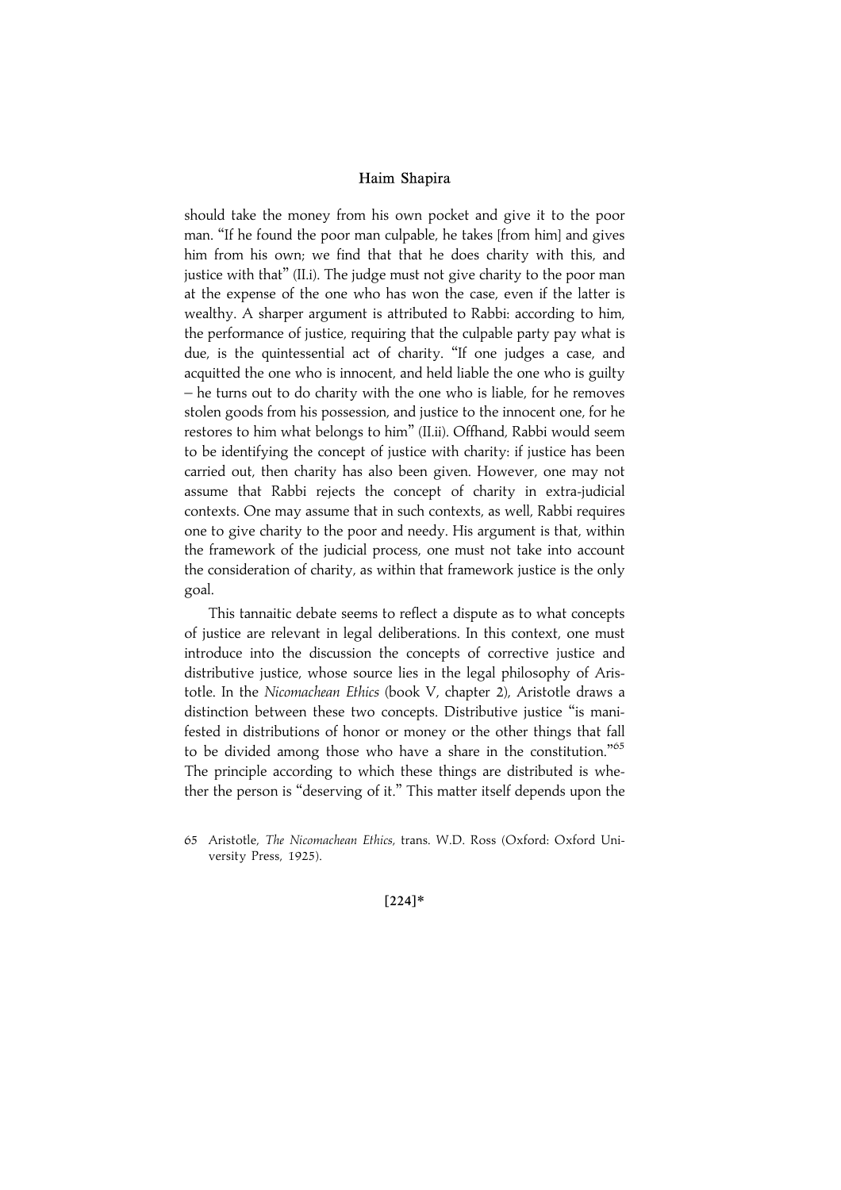should take the money from his own pocket and give it to the poor man. "If he found the poor man culpable, he takes [from him] and gives him from his own; we find that that he does charity with this, and justice with that" (II.i). The judge must not give charity to the poor man at the expense of the one who has won the case, even if the latter is wealthy. A sharper argument is attributed to Rabbi: according to him, the performance of justice, requiring that the culpable party pay what is due, is the quintessential act of charity. "If one judges a case, and acquitted the one who is innocent, and held liable the one who is guilty – he turns out to do charity with the one who is liable, for he removes stolen goods from his possession, and justice to the innocent one, for he restores to him what belongs to him" (II.ii). Offhand, Rabbi would seem to be identifying the concept of justice with charity: if justice has been carried out, then charity has also been given. However, one may not assume that Rabbi rejects the concept of charity in extra-judicial contexts. One may assume that in such contexts, as well, Rabbi requires one to give charity to the poor and needy. His argument is that, within the framework of the judicial process, one must not take into account the consideration of charity, as within that framework justice is the only goal.

This tannaitic debate seems to reflect a dispute as to what concepts of justice are relevant in legal deliberations. In this context, one must introduce into the discussion the concepts of corrective justice and distributive justice, whose source lies in the legal philosophy of Aristotle. In the *Nicomachean Ethics* (book V, chapter 2), Aristotle draws a distinction between these two concepts. Distributive justice "is manifested in distributions of honor or money or the other things that fall to be divided among those who have a share in the constitution."[65] The principle according to which these things are distributed is whether the person is "deserving of it." This matter itself depends upon the

65 Aristotle, *The Nicomachean Ethics*, trans. W.D. Ross (Oxford: Oxford University Press, 1925).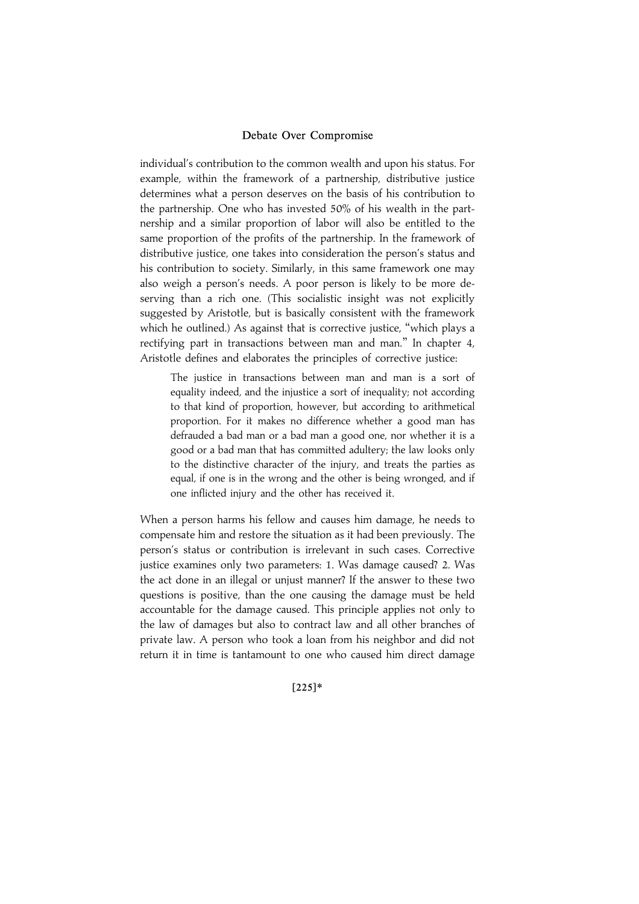individual's contribution to the common wealth and upon his status. For example, within the framework of a partnership, distributive justice determines what a person deserves on the basis of his contribution to the partnership. One who has invested 50% of his wealth in the partnership and a similar proportion of labor will also be entitled to the same proportion of the profits of the partnership. In the framework of distributive justice, one takes into consideration the person's status and his contribution to society. Similarly, in this same framework one may also weigh a person's needs. A poor person is likely to be more deserving than a rich one. (This socialistic insight was not explicitly suggested by Aristotle, but is basically consistent with the framework which he outlined.) As against that is corrective justice, "which plays a rectifying part in transactions between man and man." In chapter 4, Aristotle defines and elaborates the principles of corrective justice:

> The justice in transactions between man and man is a sort of equality indeed, and the injustice a sort of inequality; not according to that kind of proportion, however, but according to arithmetical proportion. For it makes no difference whether a good man has defrauded a bad man or a bad man a good one, nor whether it is a good or a bad man that has committed adultery; the law looks only to the distinctive character of the injury, and treats the parties as equal, if one is in the wrong and the other is being wronged, and if one inflicted injury and the other has received it.

When a person harms his fellow and causes him damage, he needs to compensate him and restore the situation as it had been previously. The person's status or contribution is irrelevant in such cases. Corrective justice examines only two parameters: 1. Was damage caused? 2. Was the act done in an illegal or unjust manner? If the answer to these two questions is positive, than the one causing the damage must be held accountable for the damage caused. This principle applies not only to the law of damages but also to contract law and all other branches of private law. A person who took a loan from his neighbor and did not return it in time is tantamount to one who caused him direct damage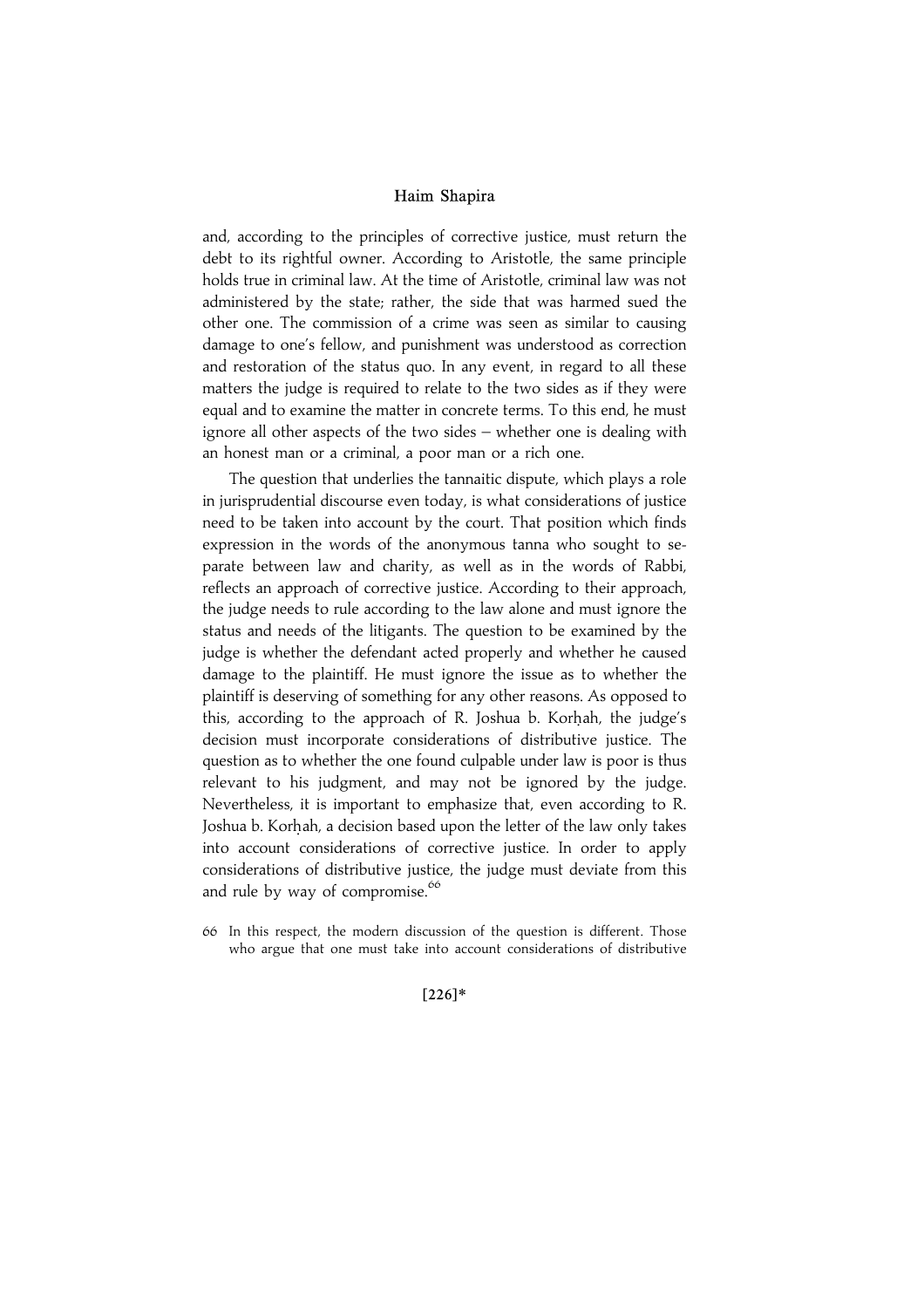and, according to the principles of corrective justice, must return the debt to its rightful owner. According to Aristotle, the same principle holds true in criminal law. At the time of Aristotle, criminal law was not administered by the state; rather, the side that was harmed sued the other one. The commission of a crime was seen as similar to causing damage to one's fellow, and punishment was understood as correction and restoration of the status quo. In any event, in regard to all these matters the judge is required to relate to the two sides as if they were equal and to examine the matter in concrete terms. To this end, he must ignore all other aspects of the two sides – whether one is dealing with an honest man or a criminal, a poor man or a rich one.

The question that underlies the tannaitic dispute, which plays a role in jurisprudential discourse even today, is what considerations of justice need to be taken into account by the court. That position which finds expression in the words of the anonymous tanna who sought to separate between law and charity, as well as in the words of Rabbi, reflects an approach of corrective justice. According to their approach, the judge needs to rule according to the law alone and must ignore the status and needs of the litigants. The question to be examined by the judge is whether the defendant acted properly and whether he caused damage to the plaintiff. He must ignore the issue as to whether the plaintiff is deserving of something for any other reasons. As opposed to this, according to the approach of R. Joshua b. Korḥah, the judge's decision must incorporate considerations of distributive justice. The question as to whether the one found culpable under law is poor is thus relevant to his judgment, and may not be ignored by the judge. Nevertheless, it is important to emphasize that, even according to R. Joshua b. Korḥah, a decision based upon the letter of the law only takes into account considerations of corrective justice. In order to apply considerations of distributive justice, the judge must deviate from this and rule by way of compromise.[66]

66 In this respect, the modern discussion of the question is different. Those who argue that one must take into account considerations of distributive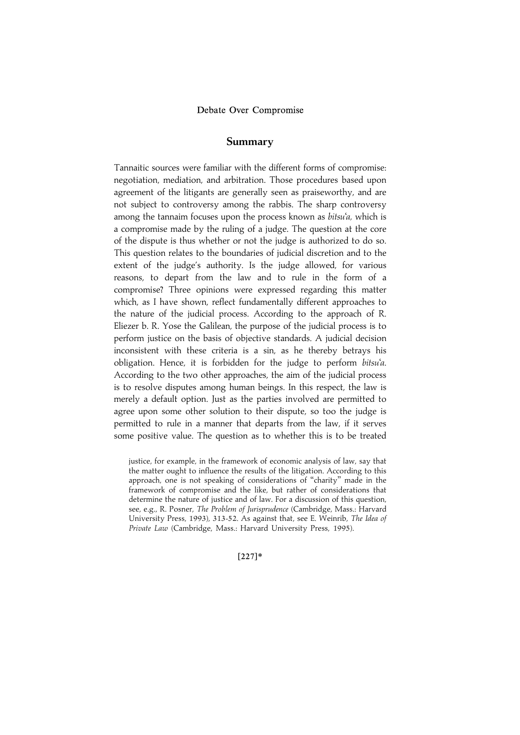## Summary

Tannaitic sources were familiar with the different forms of compromise: negotiation, mediation, and arbitration. Those procedures based upon agreement of the litigants are generally seen as praiseworthy, and are not subject to controversy among the rabbis. The sharp controversy among the tannaim focuses upon the process known as *bitsu'a,* which is a compromise made by the ruling of a judge. The question at the core of the dispute is thus whether or not the judge is authorized to do so. This question relates to the boundaries of judicial discretion and to the extent of the judge's authority. Is the judge allowed, for various reasons, to depart from the law and to rule in the form of a compromise? Three opinions were expressed regarding this matter which, as I have shown, reflect fundamentally different approaches to the nature of the judicial process. According to the approach of R. Eliezer b. R. Yose the Galilean, the purpose of the judicial process is to perform justice on the basis of objective standards. A judicial decision inconsistent with these criteria is a sin, as he thereby betrays his obligation. Hence, it is forbidden for the judge to perform *bitsu'a*. According to the two other approaches, the aim of the judicial process is to resolve disputes among human beings. In this respect, the law is merely a default option. Just as the parties involved are permitted to agree upon some other solution to their dispute, so too the judge is permitted to rule in a manner that departs from the law, if it serves some positive value. The question as to whether this is to be treated

justice, for example, in the framework of economic analysis of law, say that the matter ought to influence the results of the litigation. According to this approach, one is not speaking of considerations of "charity" made in the framework of compromise and the like, but rather of considerations that determine the nature of justice and of law. For a discussion of this question, see, e.g., R. Posner, *The Problem of Jurisprudence* (Cambridge, Mass.: Harvard University Press, 1993), 313-52. As against that, see E. Weinrib, *The Idea of Private Law* (Cambridge, Mass.: Harvard University Press, 1995).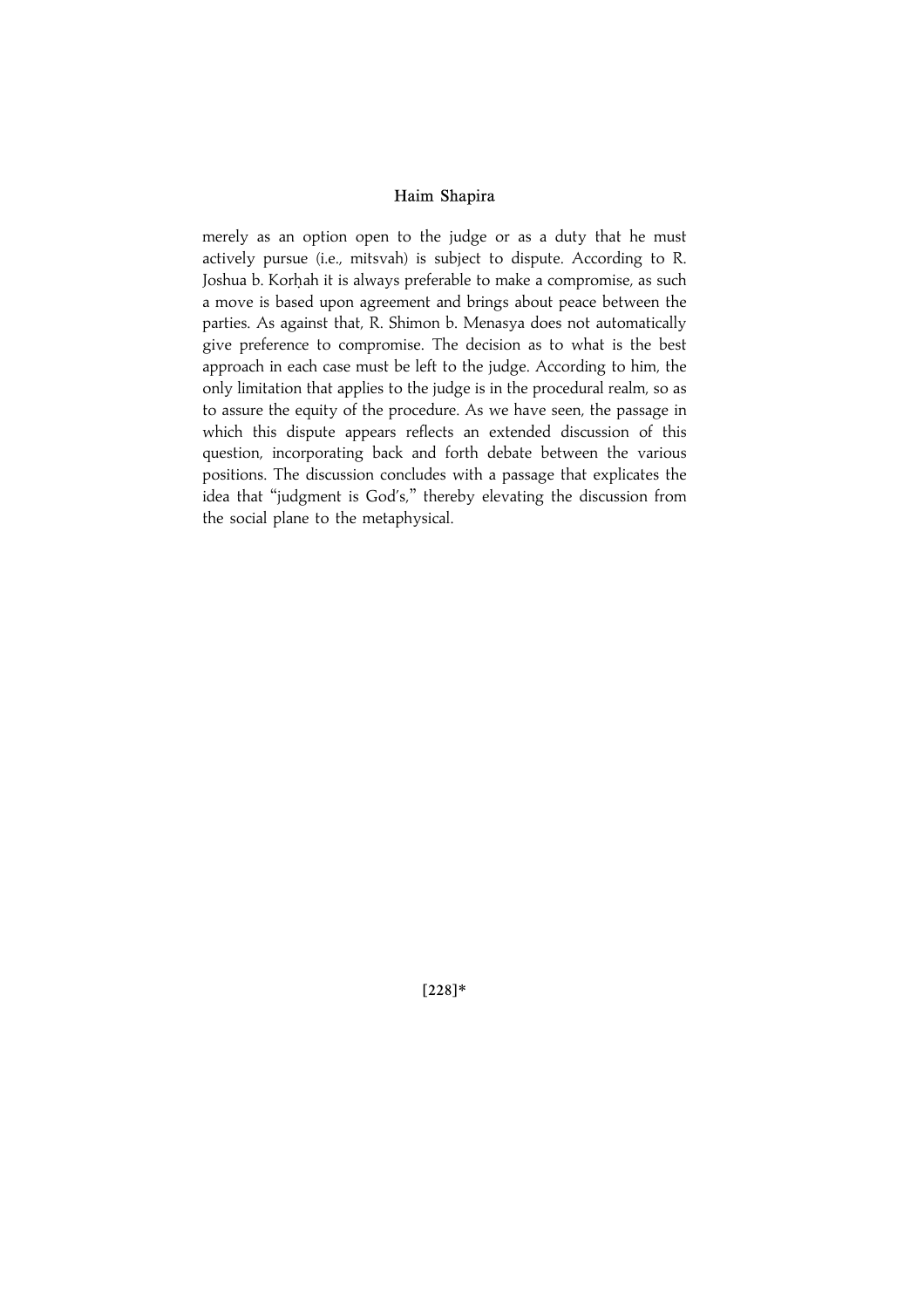merely as an option open to the judge or as a duty that he must actively pursue (i.e., mitsvah) is subject to dispute. According to R. Joshua b. Korḥah it is always preferable to make a compromise, as such a move is based upon agreement and brings about peace between the parties. As against that, R. Shimon b. Menasya does not automatically give preference to compromise. The decision as to what is the best approach in each case must be left to the judge. According to him, the only limitation that applies to the judge is in the procedural realm, so as to assure the equity of the procedure. As we have seen, the passage in which this dispute appears reflects an extended discussion of this question, incorporating back and forth debate between the various positions. The discussion concludes with a passage that explicates the idea that "judgment is God's," thereby elevating the discussion from the social plane to the metaphysical.